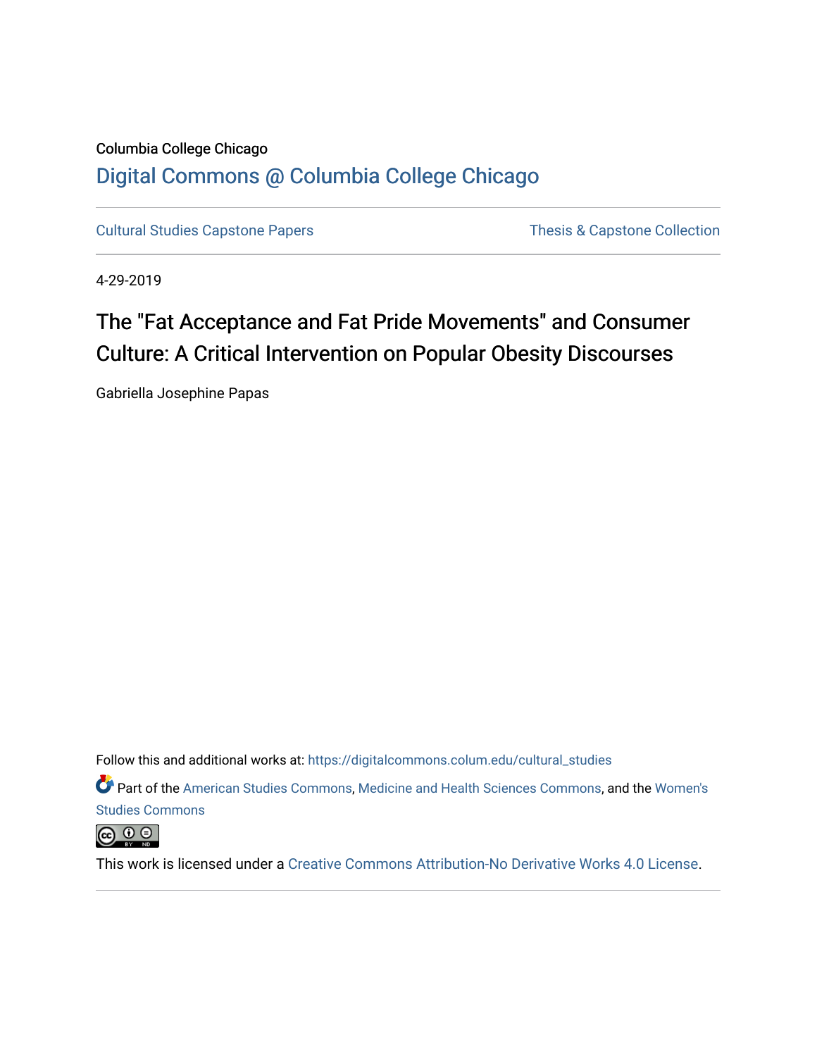Columbia College Chicago

# Digital Commons @ Columbia College Chicago

Cultural Studies Capstone Papers | Thesis & Capstone Collection

4-29-2019

# The "Fat Acceptance and Fat Pride Movements" and Consumer Culture: A Critical Intervention on Popular Obesity Discourses

Gabriella Josephine Papas

Follow this and additional works at: https://digitalcommons.colum.edu/cultural_studies

Part of the American Studies Commons, Medicine and Health Sciences Commons, and the Women's Studies Commons

This work is licensed under a Creative Commons Attribution-No Derivative Works 4.0 License.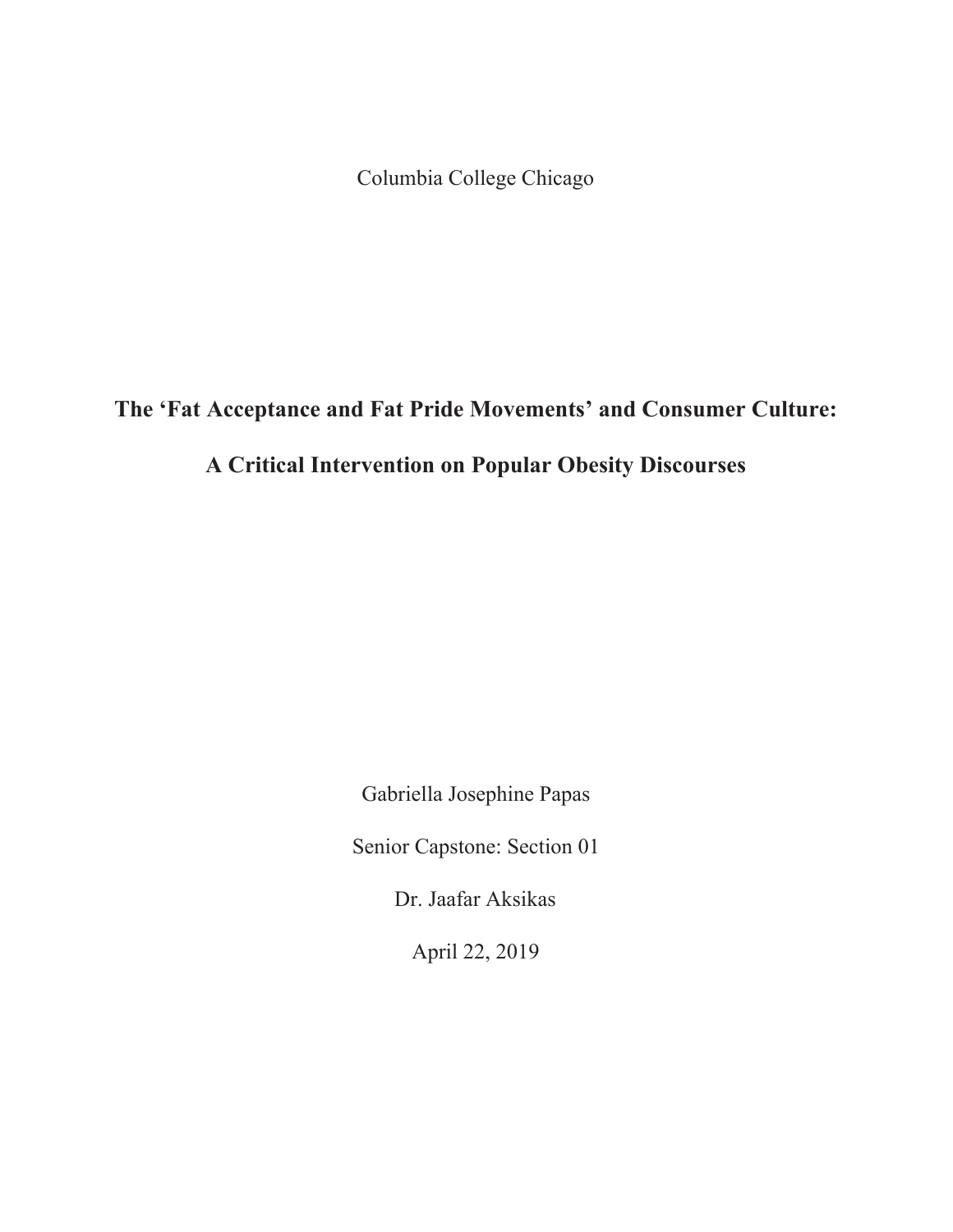Columbia College Chicago

# The 'Fat Acceptance and Fat Pride Movements' and Consumer Culture:

# A Critical Intervention on Popular Obesity Discourses

Gabriella Josephine Papas

Senior Capstone: Section 01

Dr. Jaafar Aksikas

April 22, 2019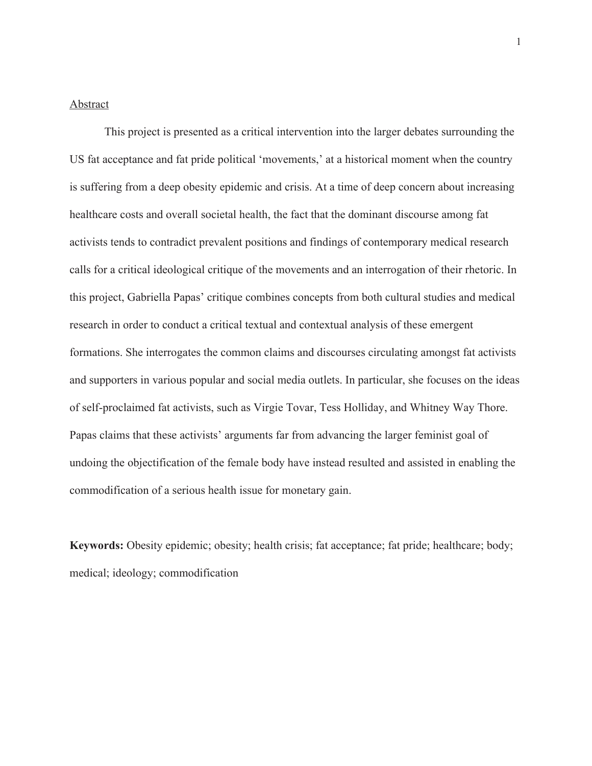## Abstract

This project is presented as a critical intervention into the larger debates surrounding the US fat acceptance and fat pride political 'movements,' at a historical moment when the country is suffering from a deep obesity epidemic and crisis. At a time of deep concern about increasing healthcare costs and overall societal health, the fact that the dominant discourse among fat activists tends to contradict prevalent positions and findings of contemporary medical research calls for a critical ideological critique of the movements and an interrogation of their rhetoric. In this project, Gabriella Papas' critique combines concepts from both cultural studies and medical research in order to conduct a critical textual and contextual analysis of these emergent formations. She interrogates the common claims and discourses circulating amongst fat activists and supporters in various popular and social media outlets. In particular, she focuses on the ideas of self-proclaimed fat activists, such as Virgie Tovar, Tess Holliday, and Whitney Way Thore. Papas claims that these activists' arguments far from advancing the larger feminist goal of undoing the objectification of the female body have instead resulted and assisted in enabling the commodification of a serious health issue for monetary gain.

**Keywords:** Obesity epidemic; obesity; health crisis; fat acceptance; fat pride; healthcare; body; medical; ideology; commodification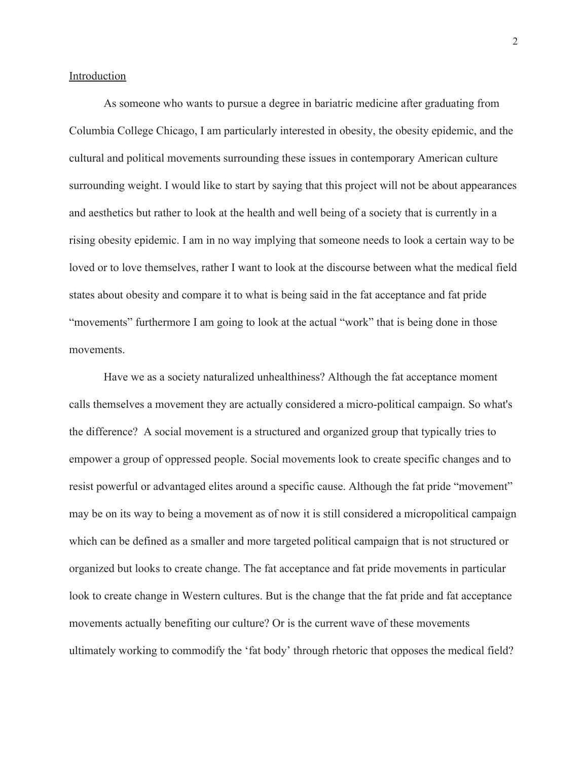## Introduction

As someone who wants to pursue a degree in bariatric medicine after graduating from Columbia College Chicago, I am particularly interested in obesity, the obesity epidemic, and the cultural and political movements surrounding these issues in contemporary American culture surrounding weight. I would like to start by saying that this project will not be about appearances and aesthetics but rather to look at the health and well being of a society that is currently in a rising obesity epidemic. I am in no way implying that someone needs to look a certain way to be loved or to love themselves, rather I want to look at the discourse between what the medical field states about obesity and compare it to what is being said in the fat acceptance and fat pride "movements" furthermore I am going to look at the actual "work" that is being done in those movements.

Have we as a society naturalized unhealthiness? Although the fat acceptance moment calls themselves a movement they are actually considered a micro-political campaign. So what's the difference? A social movement is a structured and organized group that typically tries to empower a group of oppressed people. Social movements look to create specific changes and to resist powerful or advantaged elites around a specific cause. Although the fat pride "movement" may be on its way to being a movement as of now it is still considered a micropolitical campaign which can be defined as a smaller and more targeted political campaign that is not structured or organized but looks to create change. The fat acceptance and fat pride movements in particular look to create change in Western cultures. But is the change that the fat pride and fat acceptance movements actually benefiting our culture? Or is the current wave of these movements ultimately working to commodify the 'fat body' through rhetoric that opposes the medical field?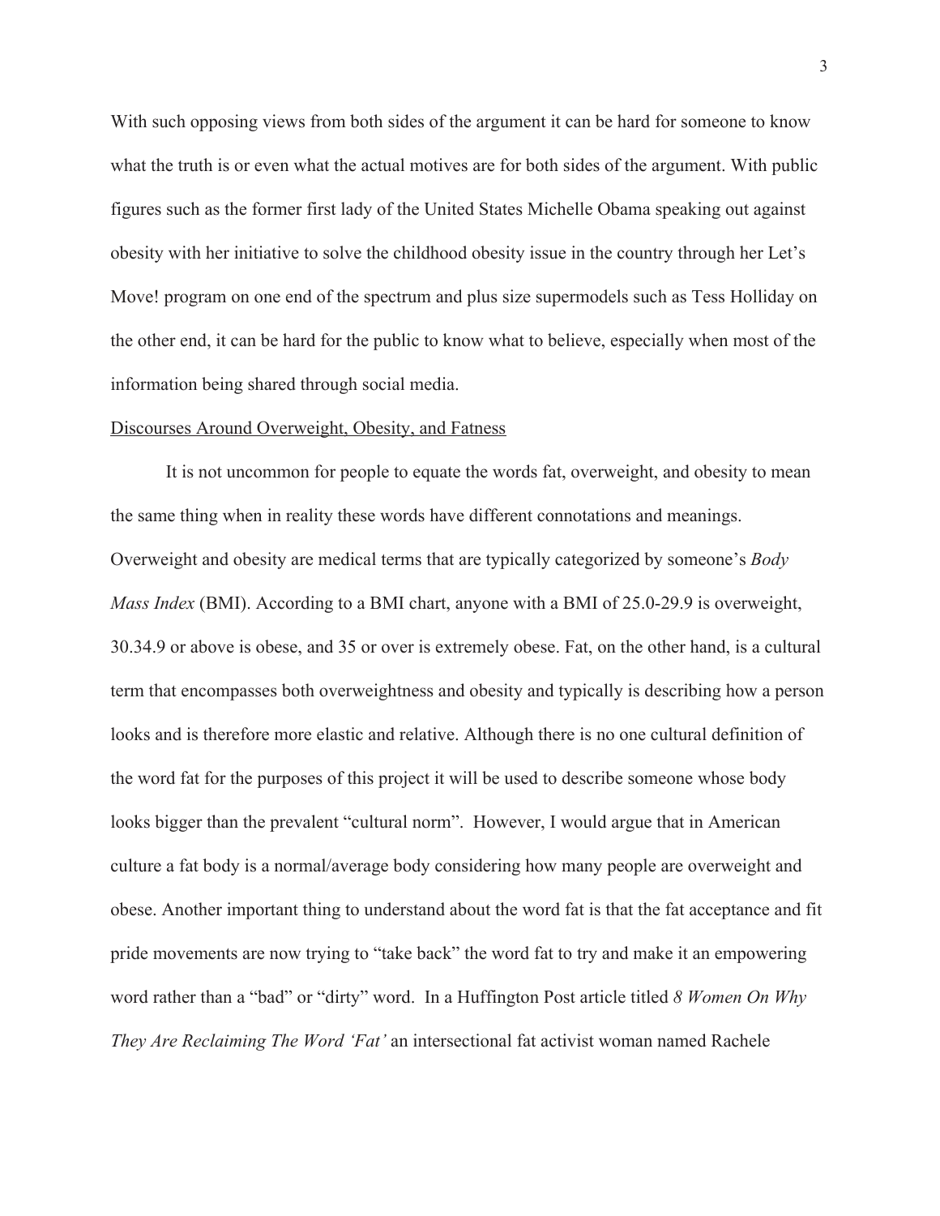With such opposing views from both sides of the argument it can be hard for someone to know what the truth is or even what the actual motives are for both sides of the argument. With public figures such as the former first lady of the United States Michelle Obama speaking out against obesity with her initiative to solve the childhood obesity issue in the country through her Let's Move! program on one end of the spectrum and plus size supermodels such as Tess Holliday on the other end, it can be hard for the public to know what to believe, especially when most of the information being shared through social media.

<u>Discourses Around Overweight, Obesity, and Fatness</u>

It is not uncommon for people to equate the words fat, overweight, and obesity to mean the same thing when in reality these words have different connotations and meanings. Overweight and obesity are medical terms that are typically categorized by someone's *Body Mass Index* (BMI). According to a BMI chart, anyone with a BMI of 25.0-29.9 is overweight, 30.34.9 or above is obese, and 35 or over is extremely obese. Fat, on the other hand, is a cultural term that encompasses both overweightness and obesity and typically is describing how a person looks and is therefore more elastic and relative. Although there is no one cultural definition of the word fat for the purposes of this project it will be used to describe someone whose body looks bigger than the prevalent "cultural norm". However, I would argue that in American culture a fat body is a normal/average body considering how many people are overweight and obese. Another important thing to understand about the word fat is that the fat acceptance and fit pride movements are now trying to "take back" the word fat to try and make it an empowering word rather than a "bad" or "dirty" word. In a Huffington Post article titled *8 Women On Why They Are Reclaiming The Word 'Fat'* an intersectional fat activist woman named Rachele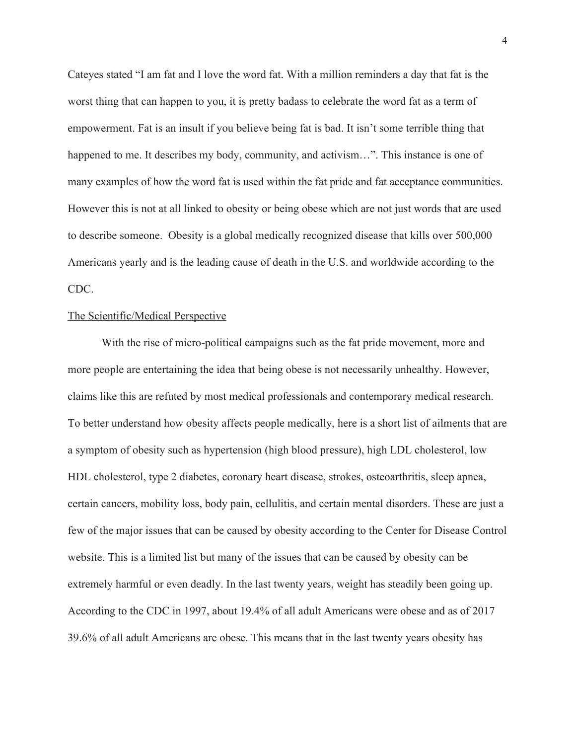Cateyes stated "I am fat and I love the word fat. With a million reminders a day that fat is the worst thing that can happen to you, it is pretty badass to celebrate the word fat as a term of empowerment. Fat is an insult if you believe being fat is bad. It isn't some terrible thing that happened to me. It describes my body, community, and activism…". This instance is one of many examples of how the word fat is used within the fat pride and fat acceptance communities. However this is not at all linked to obesity or being obese which are not just words that are used to describe someone. Obesity is a global medically recognized disease that kills over 500,000 Americans yearly and is the leading cause of death in the U.S. and worldwide according to the CDC.

## The Scientific/Medical Perspective

With the rise of micro-political campaigns such as the fat pride movement, more and more people are entertaining the idea that being obese is not necessarily unhealthy. However, claims like this are refuted by most medical professionals and contemporary medical research. To better understand how obesity affects people medically, here is a short list of ailments that are a symptom of obesity such as hypertension (high blood pressure), high LDL cholesterol, low HDL cholesterol, type 2 diabetes, coronary heart disease, strokes, osteoarthritis, sleep apnea, certain cancers, mobility loss, body pain, cellulitis, and certain mental disorders. These are just a few of the major issues that can be caused by obesity according to the Center for Disease Control website. This is a limited list but many of the issues that can be caused by obesity can be extremely harmful or even deadly. In the last twenty years, weight has steadily been going up. According to the CDC in 1997, about 19.4% of all adult Americans were obese and as of 2017 39.6% of all adult Americans are obese. This means that in the last twenty years obesity has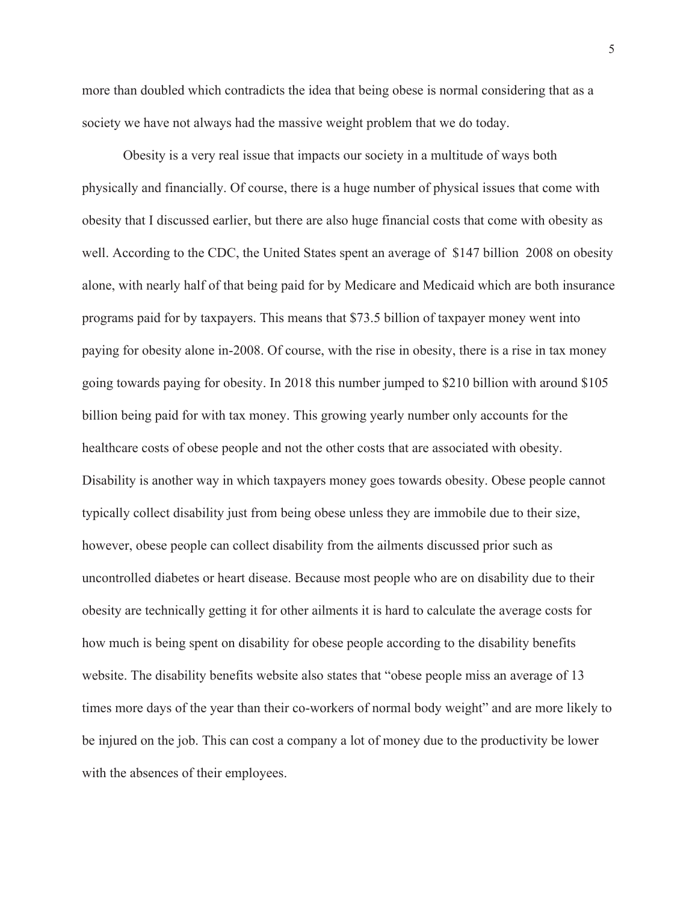more than doubled which contradicts the idea that being obese is normal considering that as a society we have not always had the massive weight problem that we do today.

Obesity is a very real issue that impacts our society in a multitude of ways both physically and financially. Of course, there is a huge number of physical issues that come with obesity that I discussed earlier, but there are also huge financial costs that come with obesity as well. According to the CDC, the United States spent an average of  $147 billion  2008 on obesity alone, with nearly half of that being paid for by Medicare and Medicaid which are both insurance programs paid for by taxpayers. This means that $73.5 billion of taxpayer money went into paying for obesity alone in-2008. Of course, with the rise in obesity, there is a rise in tax money going towards paying for obesity. In 2018 this number jumped to $210 billion with around $105 billion being paid for with tax money. This growing yearly number only accounts for the healthcare costs of obese people and not the other costs that are associated with obesity. Disability is another way in which taxpayers money goes towards obesity. Obese people cannot typically collect disability just from being obese unless they are immobile due to their size, however, obese people can collect disability from the ailments discussed prior such as uncontrolled diabetes or heart disease. Because most people who are on disability due to their obesity are technically getting it for other ailments it is hard to calculate the average costs for how much is being spent on disability for obese people according to the disability benefits website. The disability benefits website also states that "obese people miss an average of 13 times more days of the year than their co-workers of normal body weight" and are more likely to be injured on the job. This can cost a company a lot of money due to the productivity be lower with the absences of their employees.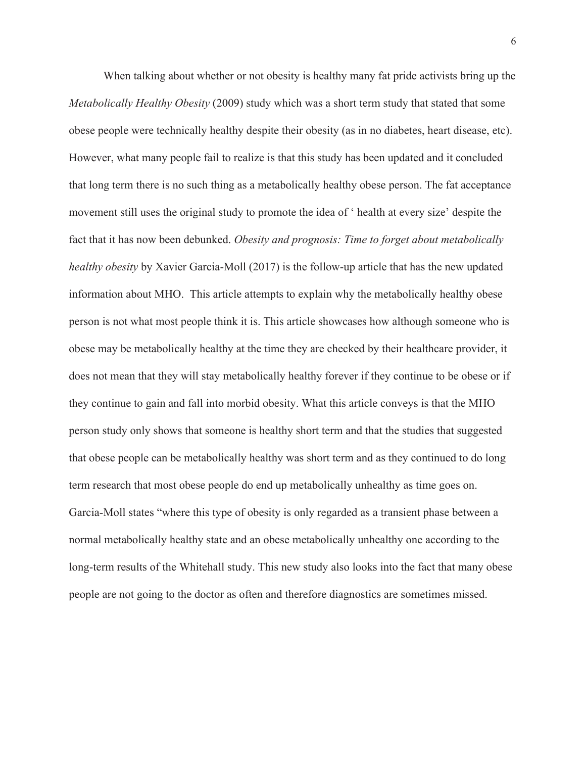When talking about whether or not obesity is healthy many fat pride activists bring up the *Metabolically Healthy Obesity* (2009) study which was a short term study that stated that some obese people were technically healthy despite their obesity (as in no diabetes, heart disease, etc). However, what many people fail to realize is that this study has been updated and it concluded that long term there is no such thing as a metabolically healthy obese person. The fat acceptance movement still uses the original study to promote the idea of ' health at every size' despite the fact that it has now been debunked. *Obesity and prognosis: Time to forget about metabolically healthy obesity* by Xavier Garcia-Moll (2017) is the follow-up article that has the new updated information about MHO. This article attempts to explain why the metabolically healthy obese person is not what most people think it is. This article showcases how although someone who is obese may be metabolically healthy at the time they are checked by their healthcare provider, it does not mean that they will stay metabolically healthy forever if they continue to be obese or if they continue to gain and fall into morbid obesity. What this article conveys is that the MHO person study only shows that someone is healthy short term and that the studies that suggested that obese people can be metabolically healthy was short term and as they continued to do long term research that most obese people do end up metabolically unhealthy as time goes on. Garcia-Moll states "where this type of obesity is only regarded as a transient phase between a normal metabolically healthy state and an obese metabolically unhealthy one according to the long-term results of the Whitehall study. This new study also looks into the fact that many obese people are not going to the doctor as often and therefore diagnostics are sometimes missed.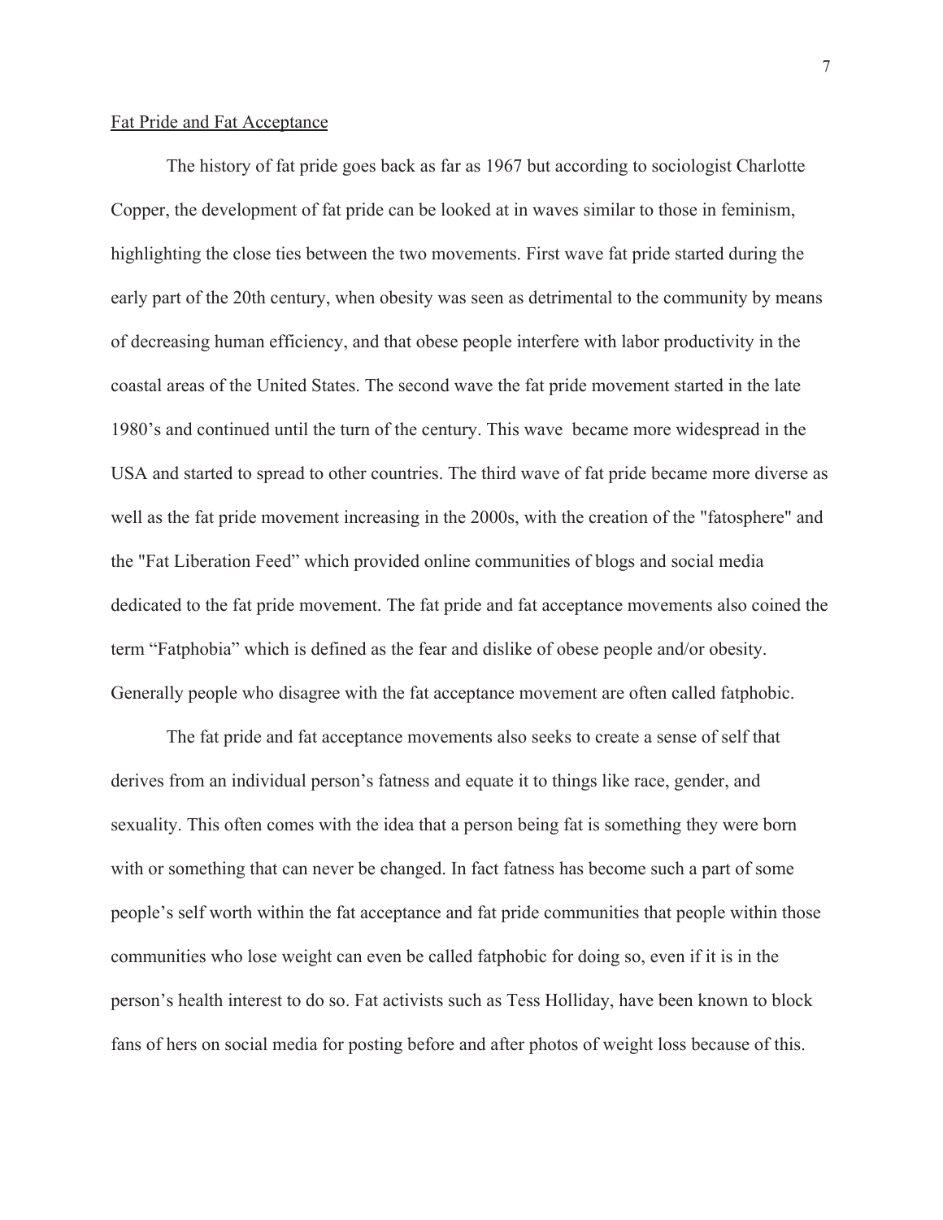Fat Pride and Fat Acceptance

The history of fat pride goes back as far as 1967 but according to sociologist Charlotte Copper, the development of fat pride can be looked at in waves similar to those in feminism, highlighting the close ties between the two movements. First wave fat pride started during the early part of the 20th century, when obesity was seen as detrimental to the community by means of decreasing human efficiency, and that obese people interfere with labor productivity in the coastal areas of the United States. The second wave the fat pride movement started in the late 1980's and continued until the turn of the century. This wave  became more widespread in the USA and started to spread to other countries. The third wave of fat pride became more diverse as well as the fat pride movement increasing in the 2000s, with the creation of the "fatosphere" and the "Fat Liberation Feed" which provided online communities of blogs and social media dedicated to the fat pride movement. The fat pride and fat acceptance movements also coined the term "Fatphobia" which is defined as the fear and dislike of obese people and/or obesity. Generally people who disagree with the fat acceptance movement are often called fatphobic.

The fat pride and fat acceptance movements also seeks to create a sense of self that derives from an individual person's fatness and equate it to things like race, gender, and sexuality. This often comes with the idea that a person being fat is something they were born with or something that can never be changed. In fact fatness has become such a part of some people's self worth within the fat acceptance and fat pride communities that people within those communities who lose weight can even be called fatphobic for doing so, even if it is in the person's health interest to do so. Fat activists such as Tess Holliday, have been known to block fans of hers on social media for posting before and after photos of weight loss because of this.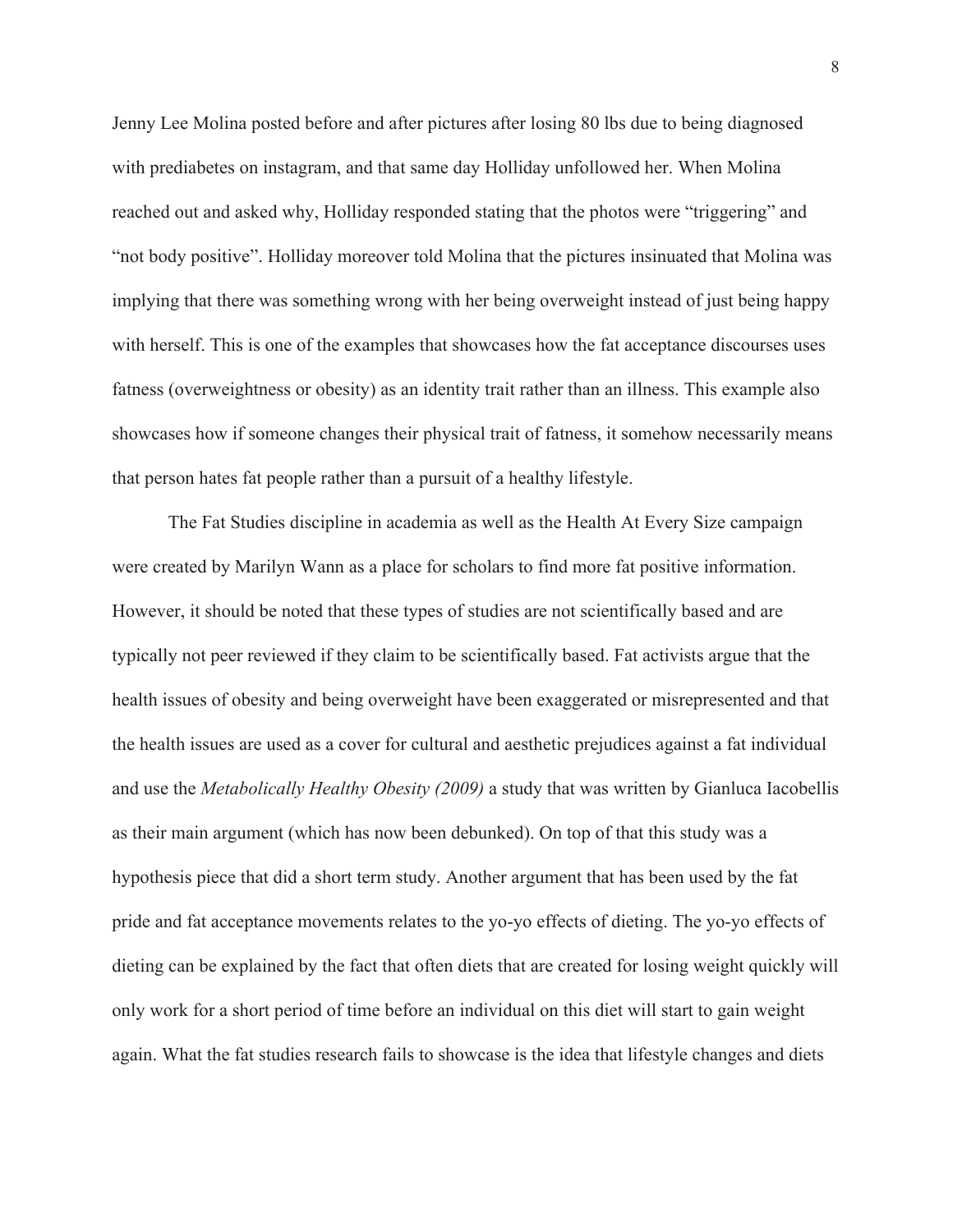Jenny Lee Molina posted before and after pictures after losing 80 lbs due to being diagnosed with prediabetes on instagram, and that same day Holliday unfollowed her. When Molina reached out and asked why, Holliday responded stating that the photos were "triggering" and "not body positive". Holliday moreover told Molina that the pictures insinuated that Molina was implying that there was something wrong with her being overweight instead of just being happy with herself. This is one of the examples that showcases how the fat acceptance discourses uses fatness (overweightness or obesity) as an identity trait rather than an illness. This example also showcases how if someone changes their physical trait of fatness, it somehow necessarily means that person hates fat people rather than a pursuit of a healthy lifestyle.

The Fat Studies discipline in academia as well as the Health At Every Size campaign were created by Marilyn Wann as a place for scholars to find more fat positive information. However, it should be noted that these types of studies are not scientifically based and are typically not peer reviewed if they claim to be scientifically based. Fat activists argue that the health issues of obesity and being overweight have been exaggerated or misrepresented and that the health issues are used as a cover for cultural and aesthetic prejudices against a fat individual and use the *Metabolically Healthy Obesity (2009)* a study that was written by Gianluca Iacobellis as their main argument (which has now been debunked). On top of that this study was a hypothesis piece that did a short term study. Another argument that has been used by the fat pride and fat acceptance movements relates to the yo-yo effects of dieting. The yo-yo effects of dieting can be explained by the fact that often diets that are created for losing weight quickly will only work for a short period of time before an individual on this diet will start to gain weight again. What the fat studies research fails to showcase is the idea that lifestyle changes and diets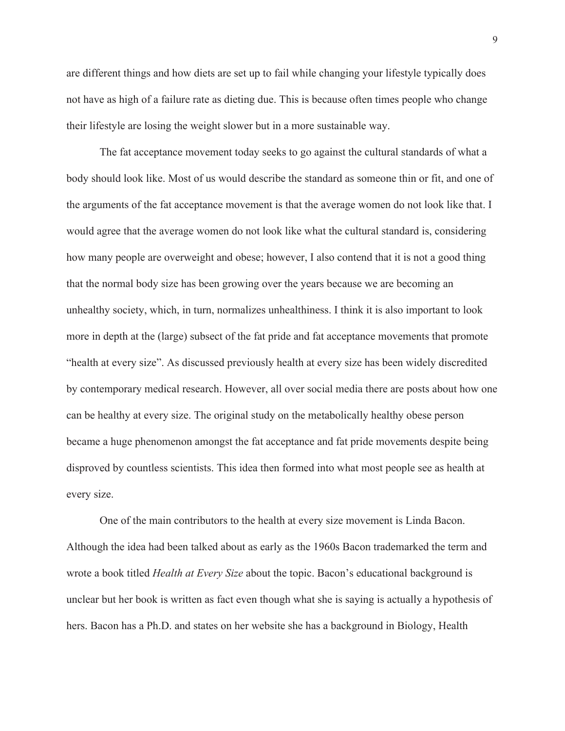are different things and how diets are set up to fail while changing your lifestyle typically does not have as high of a failure rate as dieting due. This is because often times people who change their lifestyle are losing the weight slower but in a more sustainable way.

The fat acceptance movement today seeks to go against the cultural standards of what a body should look like. Most of us would describe the standard as someone thin or fit, and one of the arguments of the fat acceptance movement is that the average women do not look like that. I would agree that the average women do not look like what the cultural standard is, considering how many people are overweight and obese; however, I also contend that it is not a good thing that the normal body size has been growing over the years because we are becoming an unhealthy society, which, in turn, normalizes unhealthiness. I think it is also important to look more in depth at the (large) subset of the fat pride and fat acceptance movements that promote "health at every size". As discussed previously health at every size has been widely discredited by contemporary medical research. However, all over social media there are posts about how one can be healthy at every size. The original study on the metabolically healthy obese person became a huge phenomenon amongst the fat acceptance and fat pride movements despite being disproved by countless scientists. This idea then formed into what most people see as health at every size.

One of the main contributors to the health at every size movement is Linda Bacon. Although the idea had been talked about as early as the 1960s Bacon trademarked the term and wrote a book titled *Health at Every Size* about the topic. Bacon's educational background is unclear but her book is written as fact even though what she is saying is actually a hypothesis of hers. Bacon has a Ph.D. and states on her website she has a background in Biology, Health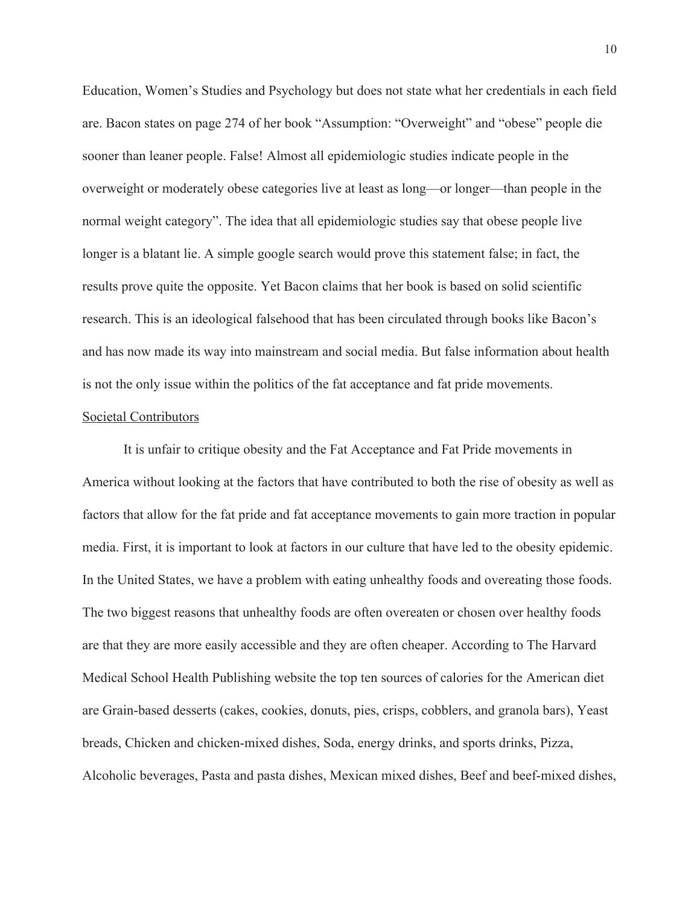Education, Women's Studies and Psychology but does not state what her credentials in each field are. Bacon states on page 274 of her book "Assumption: "Overweight" and "obese" people die sooner than leaner people. False! Almost all epidemiologic studies indicate people in the overweight or moderately obese categories live at least as long—or longer—than people in the normal weight category". The idea that all epidemiologic studies say that obese people live longer is a blatant lie. A simple google search would prove this statement false; in fact, the results prove quite the opposite. Yet Bacon claims that her book is based on solid scientific research. This is an ideological falsehood that has been circulated through books like Bacon's and has now made its way into mainstream and social media. But false information about health is not the only issue within the politics of the fat acceptance and fat pride movements.

<u>Societal Contributors</u>

It is unfair to critique obesity and the Fat Acceptance and Fat Pride movements in America without looking at the factors that have contributed to both the rise of obesity as well as factors that allow for the fat pride and fat acceptance movements to gain more traction in popular media. First, it is important to look at factors in our culture that have led to the obesity epidemic. In the United States, we have a problem with eating unhealthy foods and overeating those foods. The two biggest reasons that unhealthy foods are often overeaten or chosen over healthy foods are that they are more easily accessible and they are often cheaper. According to The Harvard Medical School Health Publishing website the top ten sources of calories for the American diet are Grain-based desserts (cakes, cookies, donuts, pies, crisps, cobblers, and granola bars), Yeast breads, Chicken and chicken-mixed dishes, Soda, energy drinks, and sports drinks, Pizza, Alcoholic beverages, Pasta and pasta dishes, Mexican mixed dishes, Beef and beef-mixed dishes,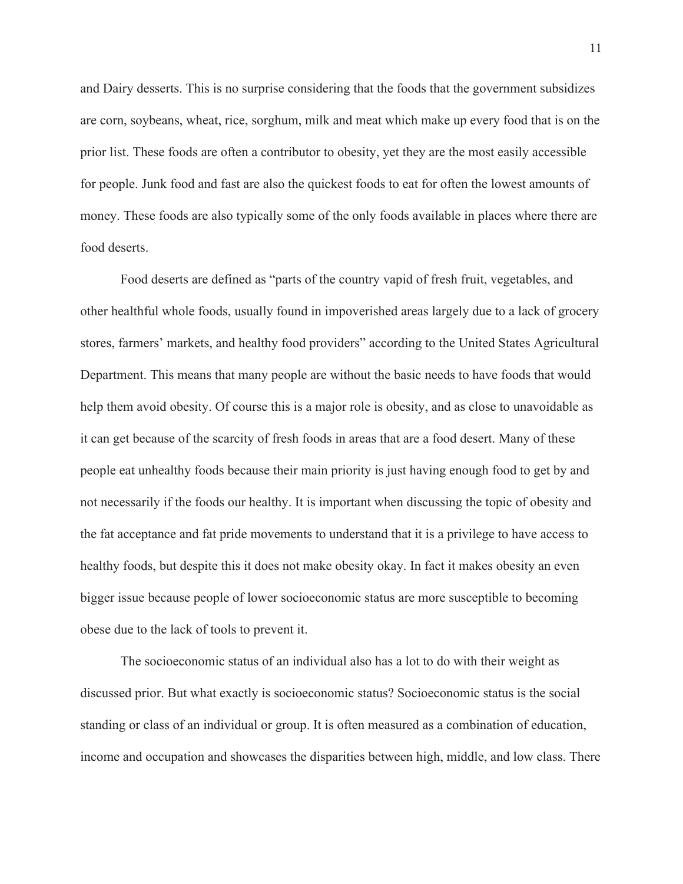and Dairy desserts. This is no surprise considering that the foods that the government subsidizes are corn, soybeans, wheat, rice, sorghum, milk and meat which make up every food that is on the prior list. These foods are often a contributor to obesity, yet they are the most easily accessible for people. Junk food and fast are also the quickest foods to eat for often the lowest amounts of money. These foods are also typically some of the only foods available in places where there are food deserts.

Food deserts are defined as "parts of the country vapid of fresh fruit, vegetables, and other healthful whole foods, usually found in impoverished areas largely due to a lack of grocery stores, farmers' markets, and healthy food providers" according to the United States Agricultural Department. This means that many people are without the basic needs to have foods that would help them avoid obesity. Of course this is a major role is obesity, and as close to unavoidable as it can get because of the scarcity of fresh foods in areas that are a food desert. Many of these people eat unhealthy foods because their main priority is just having enough food to get by and not necessarily if the foods our healthy. It is important when discussing the topic of obesity and the fat acceptance and fat pride movements to understand that it is a privilege to have access to healthy foods, but despite this it does not make obesity okay. In fact it makes obesity an even bigger issue because people of lower socioeconomic status are more susceptible to becoming obese due to the lack of tools to prevent it.

The socioeconomic status of an individual also has a lot to do with their weight as discussed prior. But what exactly is socioeconomic status? Socioeconomic status is the social standing or class of an individual or group. It is often measured as a combination of education, income and occupation and showcases the disparities between high, middle, and low class. There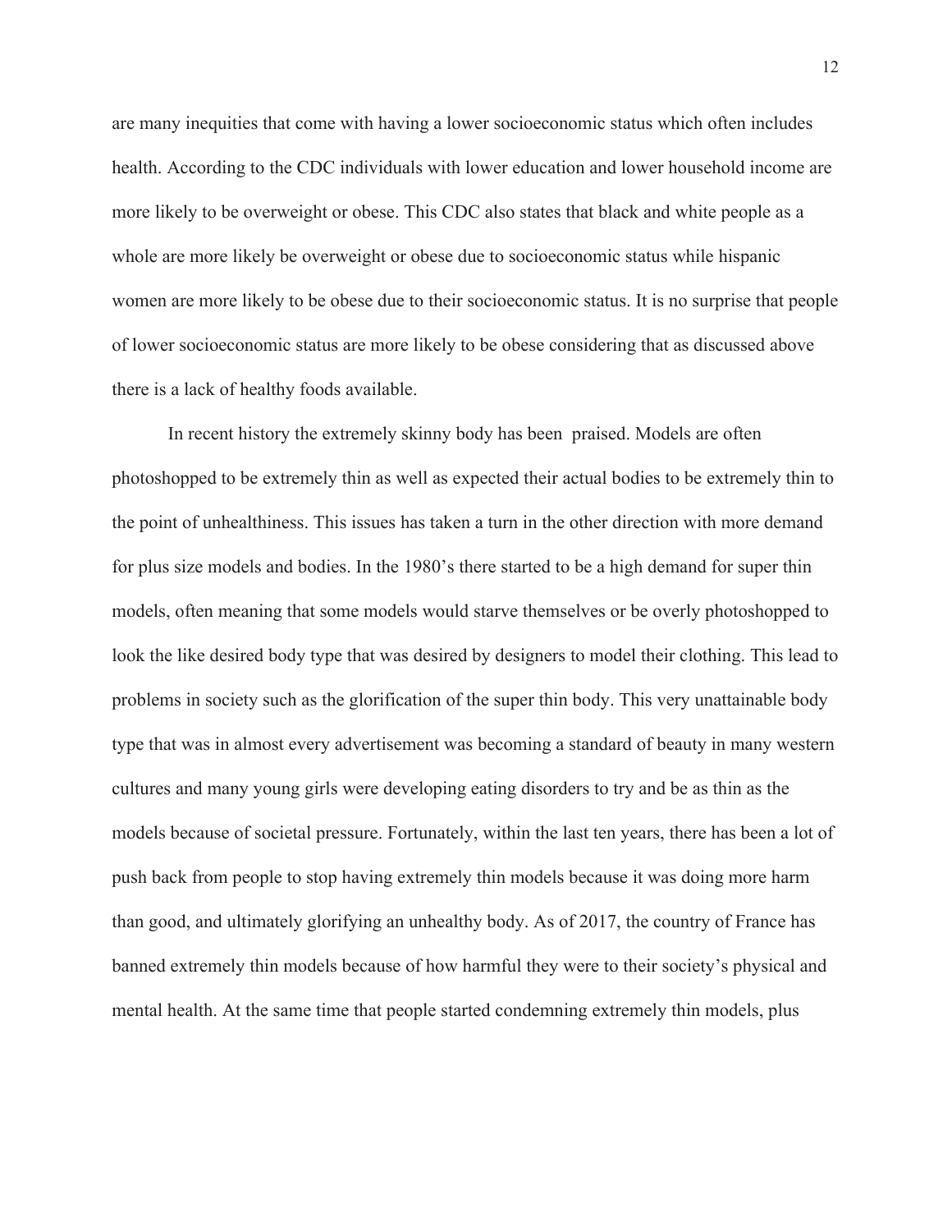are many inequities that come with having a lower socioeconomic status which often includes health. According to the CDC individuals with lower education and lower household income are more likely to be overweight or obese. This CDC also states that black and white people as a whole are more likely be overweight or obese due to socioeconomic status while hispanic women are more likely to be obese due to their socioeconomic status. It is no surprise that people of lower socioeconomic status are more likely to be obese considering that as discussed above there is a lack of healthy foods available.

In recent history the extremely skinny body has been praised. Models are often photoshopped to be extremely thin as well as expected their actual bodies to be extremely thin to the point of unhealthiness. This issues has taken a turn in the other direction with more demand for plus size models and bodies. In the 1980's there started to be a high demand for super thin models, often meaning that some models would starve themselves or be overly photoshopped to look the like desired body type that was desired by designers to model their clothing. This lead to problems in society such as the glorification of the super thin body. This very unattainable body type that was in almost every advertisement was becoming a standard of beauty in many western cultures and many young girls were developing eating disorders to try and be as thin as the models because of societal pressure. Fortunately, within the last ten years, there has been a lot of push back from people to stop having extremely thin models because it was doing more harm than good, and ultimately glorifying an unhealthy body. As of 2017, the country of France has banned extremely thin models because of how harmful they were to their society's physical and mental health. At the same time that people started condemning extremely thin models, plus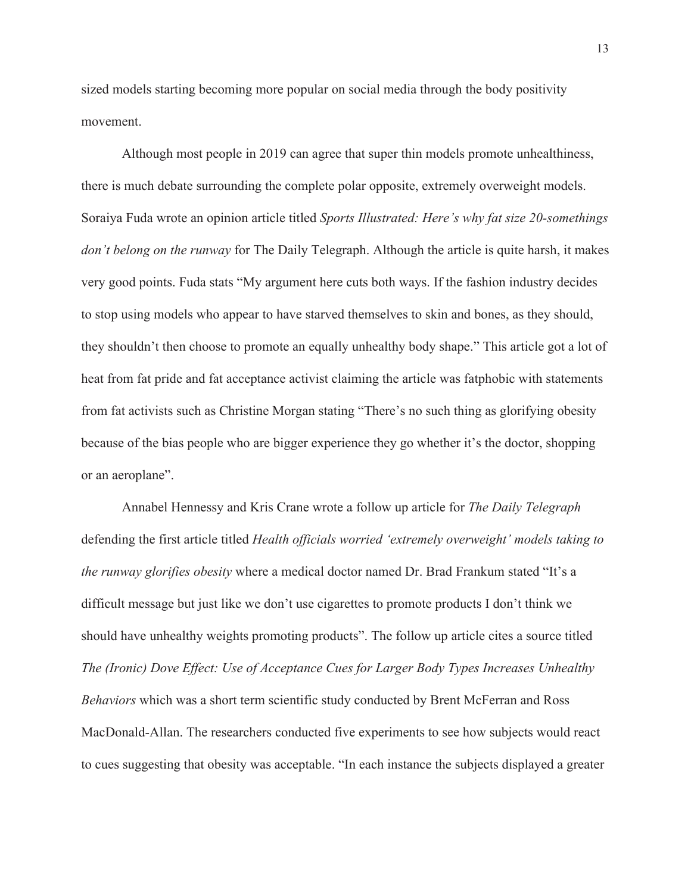sized models starting becoming more popular on social media through the body positivity movement.

Although most people in 2019 can agree that super thin models promote unhealthiness, there is much debate surrounding the complete polar opposite, extremely overweight models. Soraiya Fuda wrote an opinion article titled *Sports Illustrated: Here's why fat size 20-somethings don't belong on the runway* for The Daily Telegraph. Although the article is quite harsh, it makes very good points. Fuda stats "My argument here cuts both ways. If the fashion industry decides to stop using models who appear to have starved themselves to skin and bones, as they should, they shouldn't then choose to promote an equally unhealthy body shape." This article got a lot of heat from fat pride and fat acceptance activist claiming the article was fatphobic with statements from fat activists such as Christine Morgan stating "There's no such thing as glorifying obesity because of the bias people who are bigger experience they go whether it's the doctor, shopping or an aeroplane".

Annabel Hennessy and Kris Crane wrote a follow up article for *The Daily Telegraph* defending the first article titled *Health officials worried 'extremely overweight' models taking to the runway glorifies obesity* where a medical doctor named Dr. Brad Frankum stated "It's a difficult message but just like we don't use cigarettes to promote products I don't think we should have unhealthy weights promoting products". The follow up article cites a source titled *The (Ironic) Dove Effect: Use of Acceptance Cues for Larger Body Types Increases Unhealthy Behaviors* which was a short term scientific study conducted by Brent McFerran and Ross MacDonald-Allan. The researchers conducted five experiments to see how subjects would react to cues suggesting that obesity was acceptable. "In each instance the subjects displayed a greater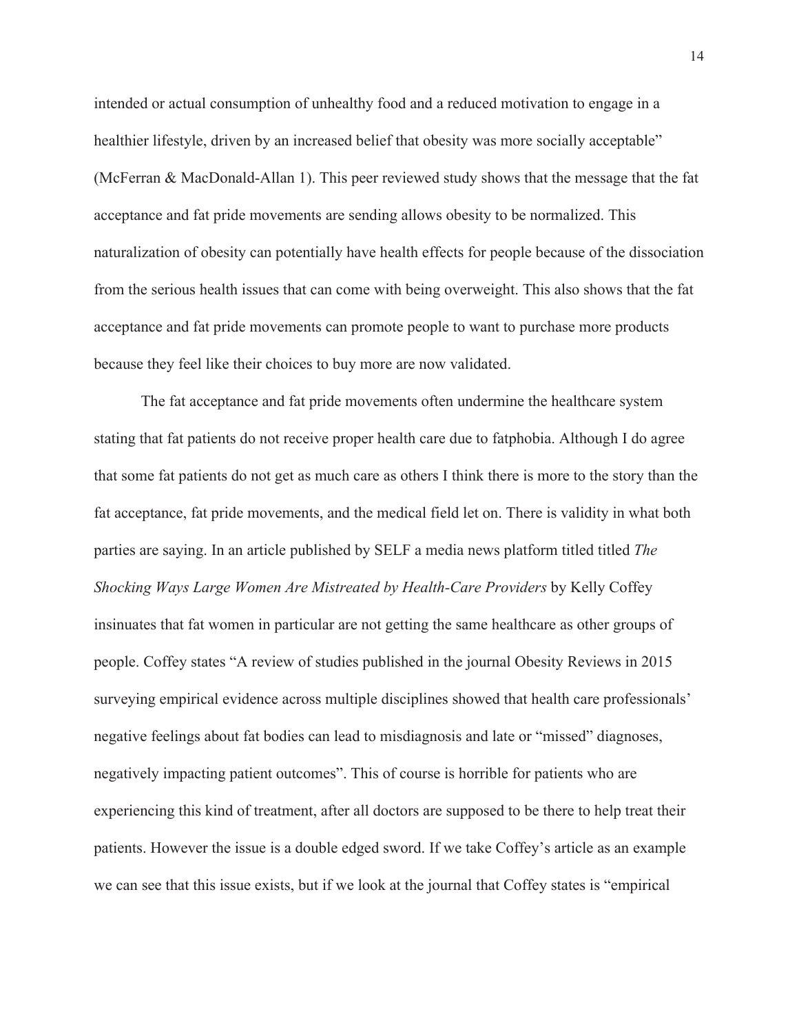intended or actual consumption of unhealthy food and a reduced motivation to engage in a healthier lifestyle, driven by an increased belief that obesity was more socially acceptable" (McFerran & MacDonald-Allan 1). This peer reviewed study shows that the message that the fat acceptance and fat pride movements are sending allows obesity to be normalized. This naturalization of obesity can potentially have health effects for people because of the dissociation from the serious health issues that can come with being overweight. This also shows that the fat acceptance and fat pride movements can promote people to want to purchase more products because they feel like their choices to buy more are now validated.

The fat acceptance and fat pride movements often undermine the healthcare system stating that fat patients do not receive proper health care due to fatphobia. Although I do agree that some fat patients do not get as much care as others I think there is more to the story than the fat acceptance, fat pride movements, and the medical field let on. There is validity in what both parties are saying. In an article published by SELF a media news platform titled titled *The Shocking Ways Large Women Are Mistreated by Health-Care Providers* by Kelly Coffey insinuates that fat women in particular are not getting the same healthcare as other groups of people. Coffey states "A review of studies published in the journal Obesity Reviews in 2015 surveying empirical evidence across multiple disciplines showed that health care professionals' negative feelings about fat bodies can lead to misdiagnosis and late or "missed" diagnoses, negatively impacting patient outcomes". This of course is horrible for patients who are experiencing this kind of treatment, after all doctors are supposed to be there to help treat their patients. However the issue is a double edged sword. If we take Coffey's article as an example we can see that this issue exists, but if we look at the journal that Coffey states is "empirical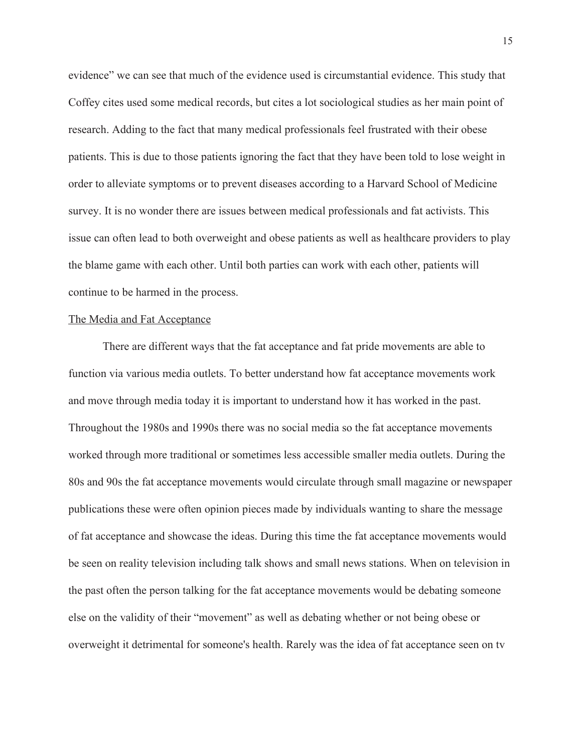evidence" we can see that much of the evidence used is circumstantial evidence. This study that Coffey cites used some medical records, but cites a lot sociological studies as her main point of research. Adding to the fact that many medical professionals feel frustrated with their obese patients. This is due to those patients ignoring the fact that they have been told to lose weight in order to alleviate symptoms or to prevent diseases according to a Harvard School of Medicine survey. It is no wonder there are issues between medical professionals and fat activists. This issue can often lead to both overweight and obese patients as well as healthcare providers to play the blame game with each other. Until both parties can work with each other, patients will continue to be harmed in the process.

<u>The Media and Fat Acceptance</u>

There are different ways that the fat acceptance and fat pride movements are able to function via various media outlets. To better understand how fat acceptance movements work and move through media today it is important to understand how it has worked in the past. Throughout the 1980s and 1990s there was no social media so the fat acceptance movements worked through more traditional or sometimes less accessible smaller media outlets. During the 80s and 90s the fat acceptance movements would circulate through small magazine or newspaper publications these were often opinion pieces made by individuals wanting to share the message of fat acceptance and showcase the ideas. During this time the fat acceptance movements would be seen on reality television including talk shows and small news stations. When on television in the past often the person talking for the fat acceptance movements would be debating someone else on the validity of their "movement" as well as debating whether or not being obese or overweight it detrimental for someone's health. Rarely was the idea of fat acceptance seen on tv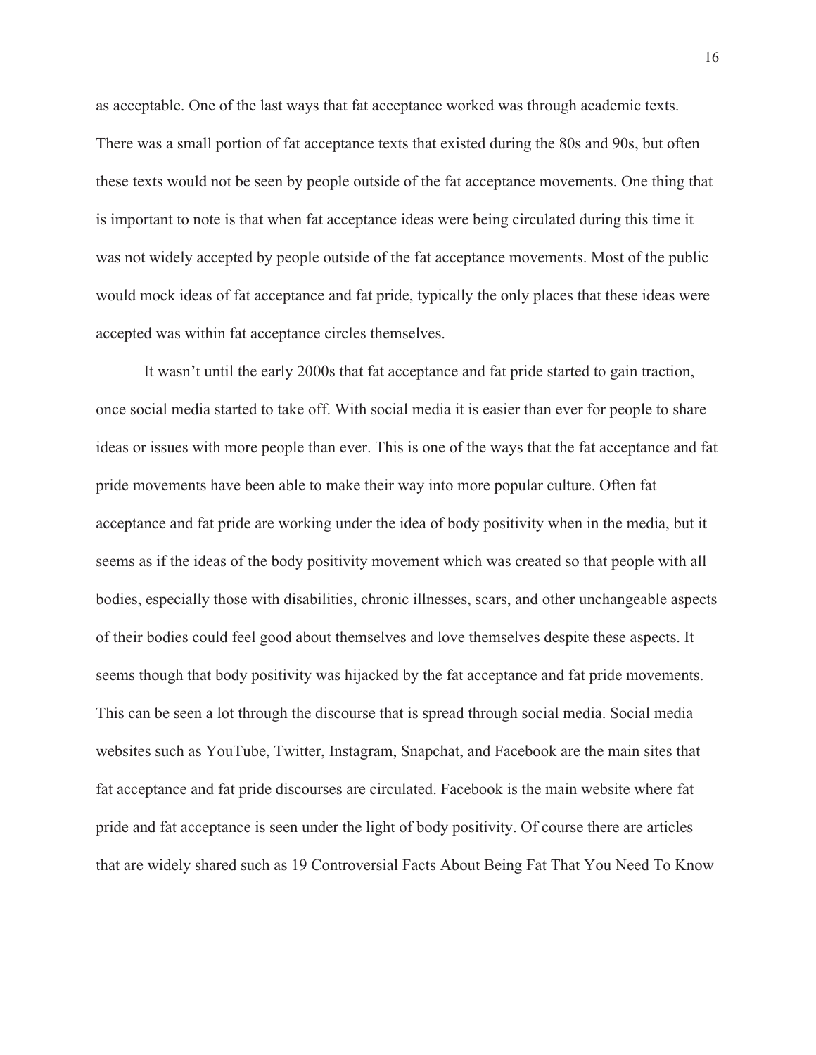as acceptable. One of the last ways that fat acceptance worked was through academic texts. There was a small portion of fat acceptance texts that existed during the 80s and 90s, but often these texts would not be seen by people outside of the fat acceptance movements. One thing that is important to note is that when fat acceptance ideas were being circulated during this time it was not widely accepted by people outside of the fat acceptance movements. Most of the public would mock ideas of fat acceptance and fat pride, typically the only places that these ideas were accepted was within fat acceptance circles themselves.

It wasn't until the early 2000s that fat acceptance and fat pride started to gain traction, once social media started to take off. With social media it is easier than ever for people to share ideas or issues with more people than ever. This is one of the ways that the fat acceptance and fat pride movements have been able to make their way into more popular culture. Often fat acceptance and fat pride are working under the idea of body positivity when in the media, but it seems as if the ideas of the body positivity movement which was created so that people with all bodies, especially those with disabilities, chronic illnesses, scars, and other unchangeable aspects of their bodies could feel good about themselves and love themselves despite these aspects. It seems though that body positivity was hijacked by the fat acceptance and fat pride movements. This can be seen a lot through the discourse that is spread through social media. Social media websites such as YouTube, Twitter, Instagram, Snapchat, and Facebook are the main sites that fat acceptance and fat pride discourses are circulated. Facebook is the main website where fat pride and fat acceptance is seen under the light of body positivity. Of course there are articles that are widely shared such as 19 Controversial Facts About Being Fat That You Need To Know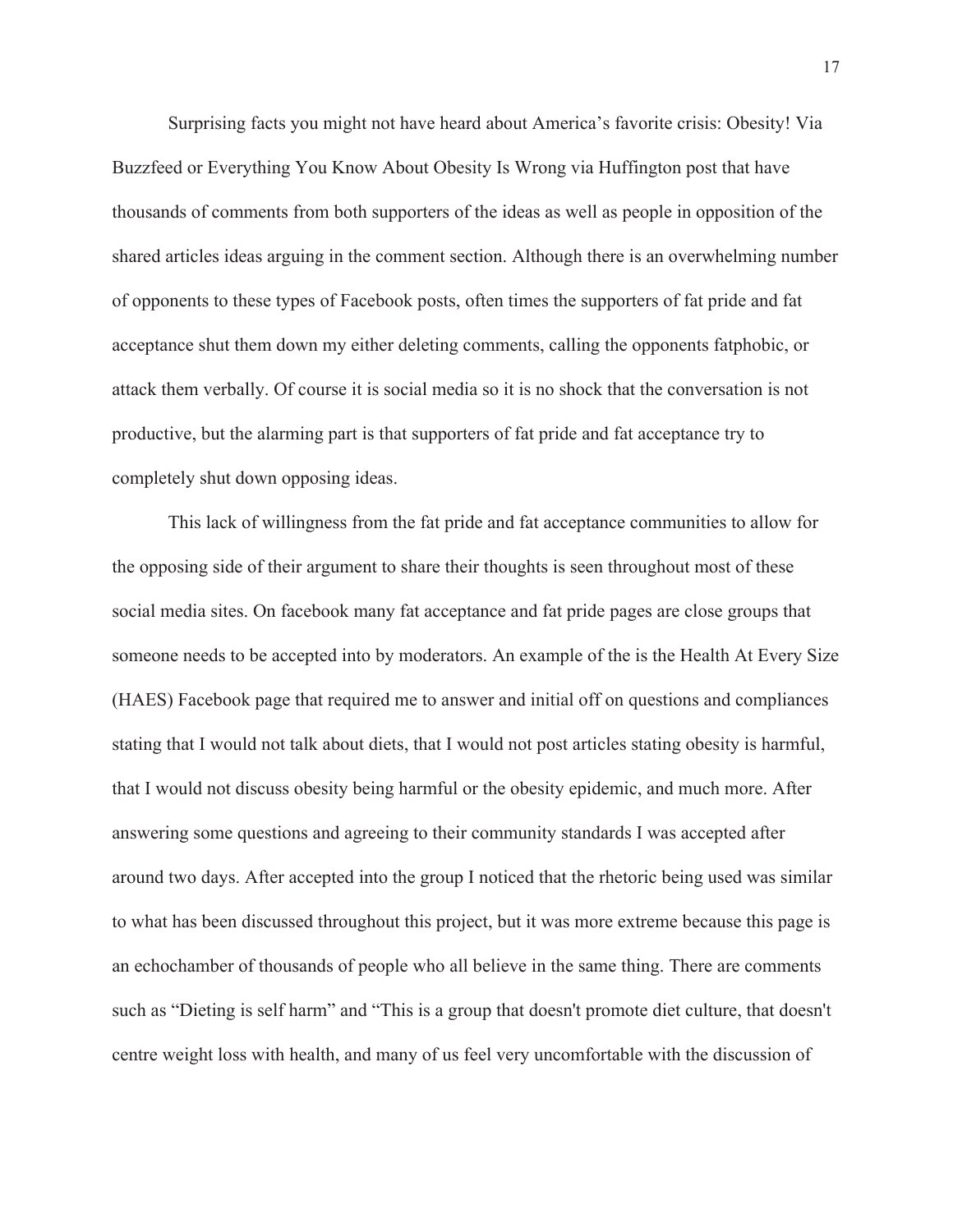Surprising facts you might not have heard about America's favorite crisis: Obesity! Via Buzzfeed or Everything You Know About Obesity Is Wrong via Huffington post that have thousands of comments from both supporters of the ideas as well as people in opposition of the shared articles ideas arguing in the comment section. Although there is an overwhelming number of opponents to these types of Facebook posts, often times the supporters of fat pride and fat acceptance shut them down my either deleting comments, calling the opponents fatphobic, or attack them verbally. Of course it is social media so it is no shock that the conversation is not productive, but the alarming part is that supporters of fat pride and fat acceptance try to completely shut down opposing ideas.

This lack of willingness from the fat pride and fat acceptance communities to allow for the opposing side of their argument to share their thoughts is seen throughout most of these social media sites. On facebook many fat acceptance and fat pride pages are close groups that someone needs to be accepted into by moderators. An example of the is the Health At Every Size (HAES) Facebook page that required me to answer and initial off on questions and compliances stating that I would not talk about diets, that I would not post articles stating obesity is harmful, that I would not discuss obesity being harmful or the obesity epidemic, and much more. After answering some questions and agreeing to their community standards I was accepted after around two days. After accepted into the group I noticed that the rhetoric being used was similar to what has been discussed throughout this project, but it was more extreme because this page is an echochamber of thousands of people who all believe in the same thing. There are comments such as "Dieting is self harm" and "This is a group that doesn't promote diet culture, that doesn't centre weight loss with health, and many of us feel very uncomfortable with the discussion of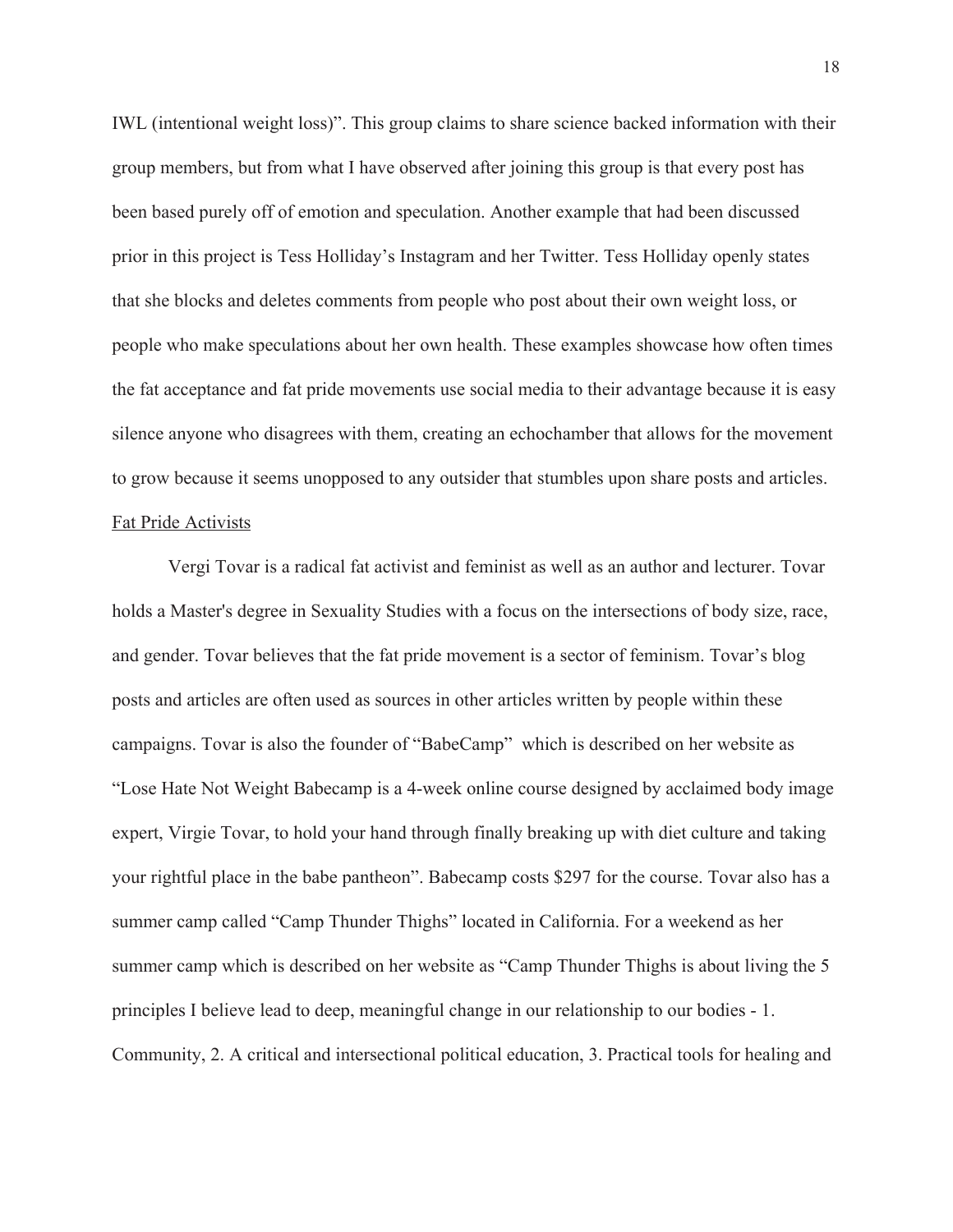IWL (intentional weight loss)". This group claims to share science backed information with their group members, but from what I have observed after joining this group is that every post has been based purely off of emotion and speculation. Another example that had been discussed prior in this project is Tess Holliday's Instagram and her Twitter. Tess Holliday openly states that she blocks and deletes comments from people who post about their own weight loss, or people who make speculations about her own health. These examples showcase how often times the fat acceptance and fat pride movements use social media to their advantage because it is easy silence anyone who disagrees with them, creating an echochamber that allows for the movement to grow because it seems unopposed to any outsider that stumbles upon share posts and articles.

<u>Fat Pride Activists</u>

Vergi Tovar is a radical fat activist and feminist as well as an author and lecturer. Tovar holds a Master's degree in Sexuality Studies with a focus on the intersections of body size, race, and gender. Tovar believes that the fat pride movement is a sector of feminism. Tovar's blog posts and articles are often used as sources in other articles written by people within these campaigns. Tovar is also the founder of "BabeCamp" which is described on her website as "Lose Hate Not Weight Babecamp is a 4-week online course designed by acclaimed body image expert, Virgie Tovar, to hold your hand through finally breaking up with diet culture and taking your rightful place in the babe pantheon". Babecamp costs $297 for the course. Tovar also has a summer camp called "Camp Thunder Thighs" located in California. For a weekend as her summer camp which is described on her website as "Camp Thunder Thighs is about living the 5 principles I believe lead to deep, meaningful change in our relationship to our bodies - 1. Community, 2. A critical and intersectional political education, 3. Practical tools for healing and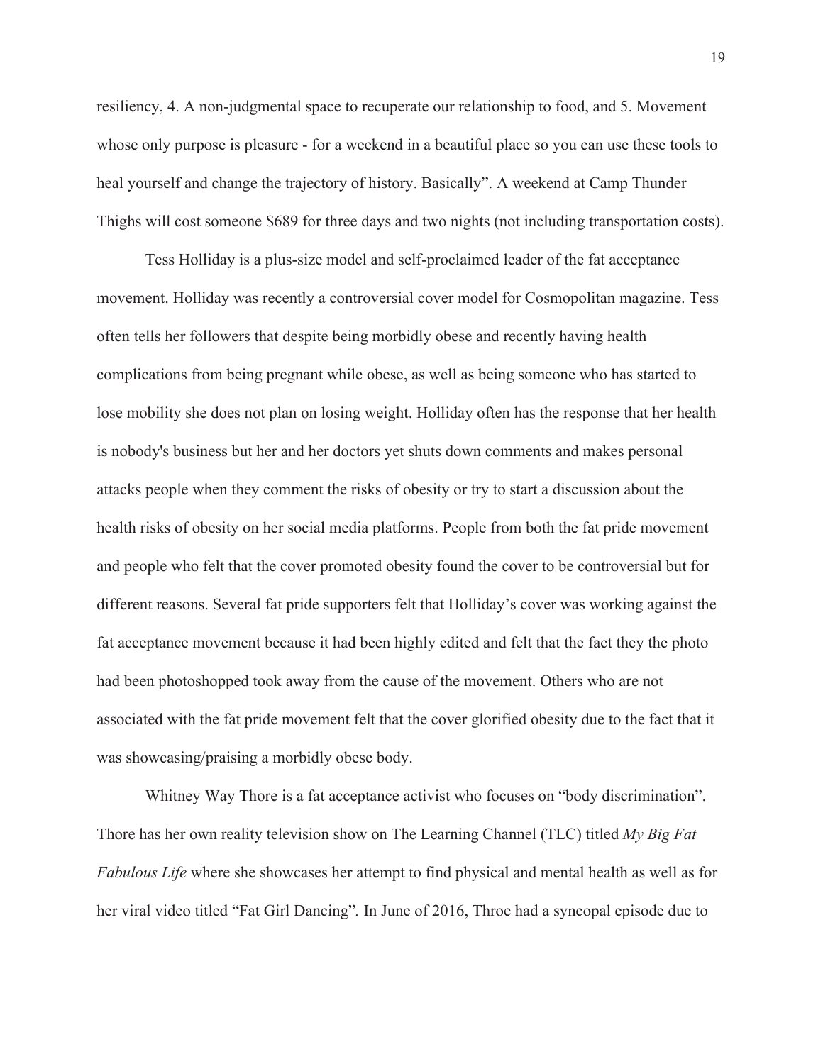resiliency, 4. A non-judgmental space to recuperate our relationship to food, and 5. Movement whose only purpose is pleasure - for a weekend in a beautiful place so you can use these tools to heal yourself and change the trajectory of history. Basically". A weekend at Camp Thunder Thighs will cost someone $689 for three days and two nights (not including transportation costs).

Tess Holliday is a plus-size model and self-proclaimed leader of the fat acceptance movement. Holliday was recently a controversial cover model for Cosmopolitan magazine. Tess often tells her followers that despite being morbidly obese and recently having health complications from being pregnant while obese, as well as being someone who has started to lose mobility she does not plan on losing weight. Holliday often has the response that her health is nobody's business but her and her doctors yet shuts down comments and makes personal attacks people when they comment the risks of obesity or try to start a discussion about the health risks of obesity on her social media platforms. People from both the fat pride movement and people who felt that the cover promoted obesity found the cover to be controversial but for different reasons. Several fat pride supporters felt that Holliday's cover was working against the fat acceptance movement because it had been highly edited and felt that the fact they the photo had been photoshopped took away from the cause of the movement. Others who are not associated with the fat pride movement felt that the cover glorified obesity due to the fact that it was showcasing/praising a morbidly obese body.

Whitney Way Thore is a fat acceptance activist who focuses on "body discrimination". Thore has her own reality television show on The Learning Channel (TLC) titled *My Big Fat Fabulous Life* where she showcases her attempt to find physical and mental health as well as for her viral video titled "Fat Girl Dancing"*.* In June of 2016, Throe had a syncopal episode due to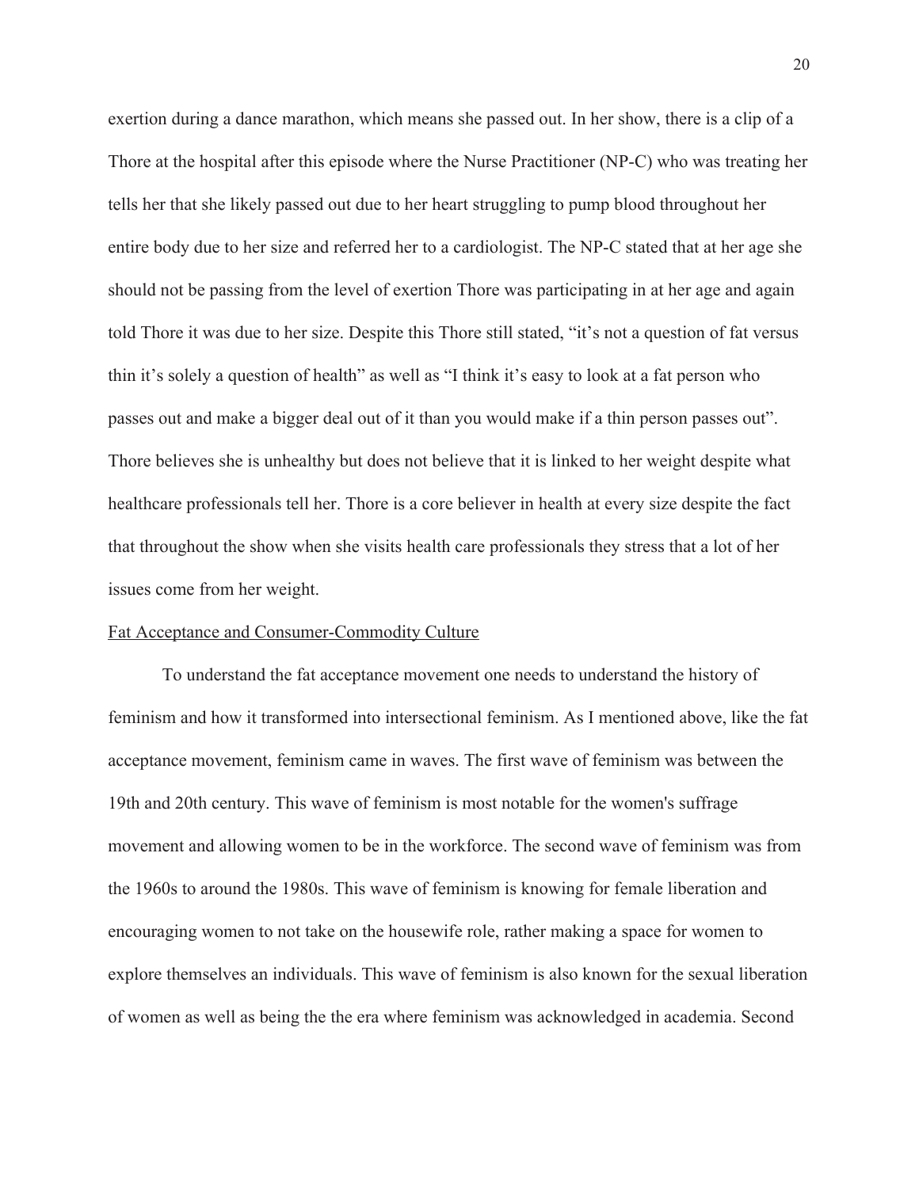exertion during a dance marathon, which means she passed out. In her show, there is a clip of a Thore at the hospital after this episode where the Nurse Practitioner (NP-C) who was treating her tells her that she likely passed out due to her heart struggling to pump blood throughout her entire body due to her size and referred her to a cardiologist. The NP-C stated that at her age she should not be passing from the level of exertion Thore was participating in at her age and again told Thore it was due to her size. Despite this Thore still stated, "it's not a question of fat versus thin it's solely a question of health" as well as "I think it's easy to look at a fat person who passes out and make a bigger deal out of it than you would make if a thin person passes out". Thore believes she is unhealthy but does not believe that it is linked to her weight despite what healthcare professionals tell her. Thore is a core believer in health at every size despite the fact that throughout the show when she visits health care professionals they stress that a lot of her issues come from her weight.

<u>Fat Acceptance and Consumer-Commodity Culture</u>

To understand the fat acceptance movement one needs to understand the history of feminism and how it transformed into intersectional feminism. As I mentioned above, like the fat acceptance movement, feminism came in waves. The first wave of feminism was between the 19th and 20th century. This wave of feminism is most notable for the women's suffrage movement and allowing women to be in the workforce. The second wave of feminism was from the 1960s to around the 1980s. This wave of feminism is knowing for female liberation and encouraging women to not take on the housewife role, rather making a space for women to explore themselves an individuals. This wave of feminism is also known for the sexual liberation of women as well as being the the era where feminism was acknowledged in academia. Second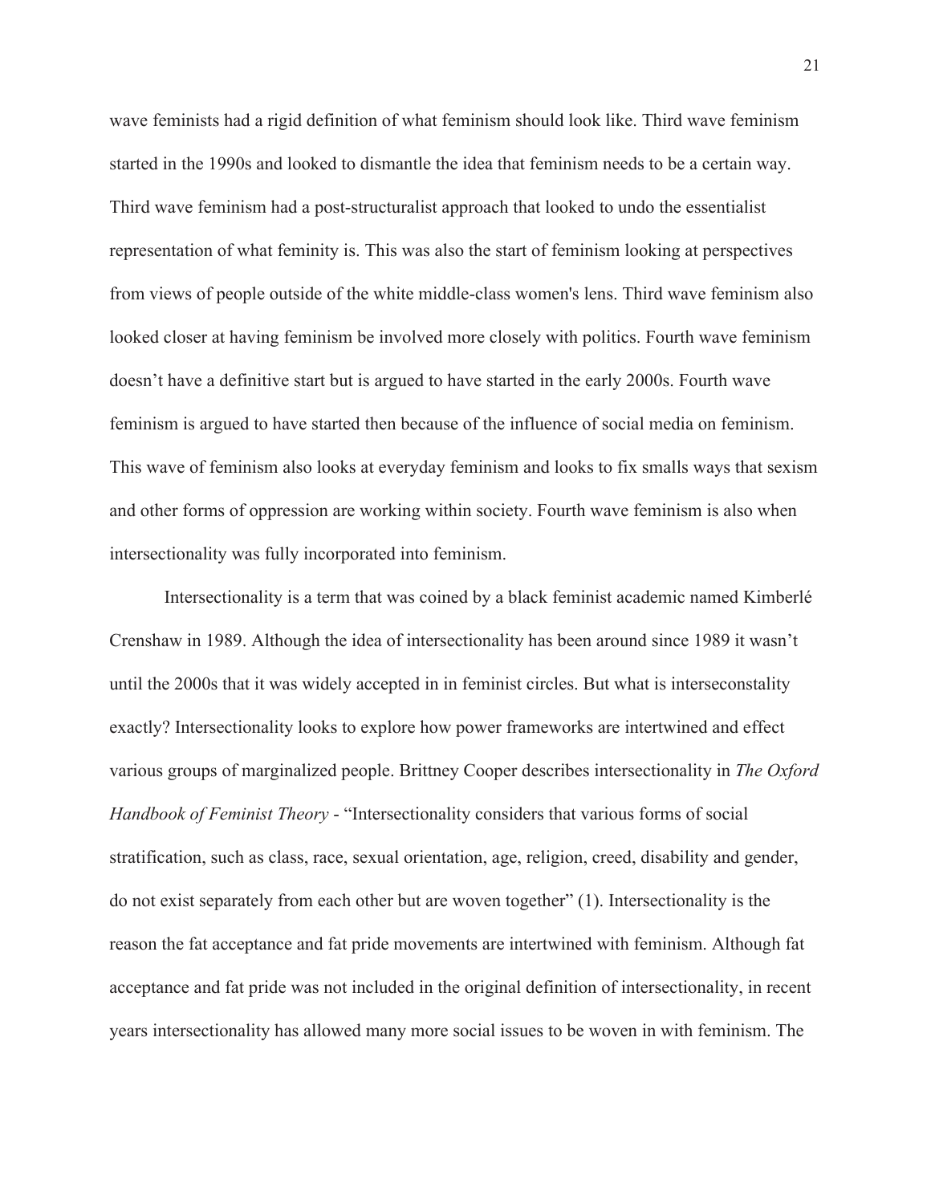wave feminists had a rigid definition of what feminism should look like. Third wave feminism started in the 1990s and looked to dismantle the idea that feminism needs to be a certain way. Third wave feminism had a post-structuralist approach that looked to undo the essentialist representation of what feminity is. This was also the start of feminism looking at perspectives from views of people outside of the white middle-class women's lens. Third wave feminism also looked closer at having feminism be involved more closely with politics. Fourth wave feminism doesn't have a definitive start but is argued to have started in the early 2000s. Fourth wave feminism is argued to have started then because of the influence of social media on feminism. This wave of feminism also looks at everyday feminism and looks to fix smalls ways that sexism and other forms of oppression are working within society. Fourth wave feminism is also when intersectionality was fully incorporated into feminism.

Intersectionality is a term that was coined by a black feminist academic named Kimberlé Crenshaw in 1989. Although the idea of intersectionality has been around since 1989 it wasn't until the 2000s that it was widely accepted in in feminist circles. But what is interseconstality exactly? Intersectionality looks to explore how power frameworks are intertwined and effect various groups of marginalized people. Brittney Cooper describes intersectionality in *The Oxford Handbook of Feminist Theory* - "Intersectionality considers that various forms of social stratification, such as class, race, sexual orientation, age, religion, creed, disability and gender, do not exist separately from each other but are woven together" (1). Intersectionality is the reason the fat acceptance and fat pride movements are intertwined with feminism. Although fat acceptance and fat pride was not included in the original definition of intersectionality, in recent years intersectionality has allowed many more social issues to be woven in with feminism. The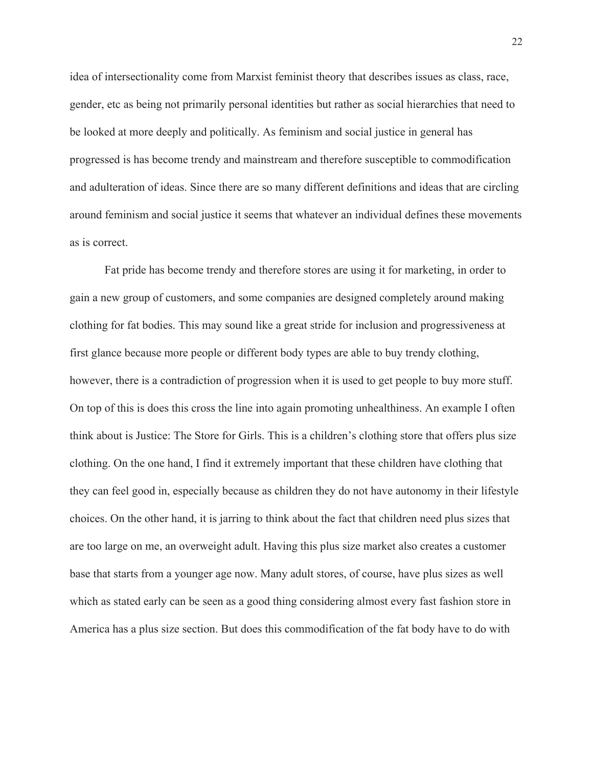idea of intersectionality come from Marxist feminist theory that describes issues as class, race, gender, etc as being not primarily personal identities but rather as social hierarchies that need to be looked at more deeply and politically. As feminism and social justice in general has progressed is has become trendy and mainstream and therefore susceptible to commodification and adulteration of ideas. Since there are so many different definitions and ideas that are circling around feminism and social justice it seems that whatever an individual defines these movements as is correct.

Fat pride has become trendy and therefore stores are using it for marketing, in order to gain a new group of customers, and some companies are designed completely around making clothing for fat bodies. This may sound like a great stride for inclusion and progressiveness at first glance because more people or different body types are able to buy trendy clothing, however, there is a contradiction of progression when it is used to get people to buy more stuff. On top of this is does this cross the line into again promoting unhealthiness. An example I often think about is Justice: The Store for Girls. This is a children's clothing store that offers plus size clothing. On the one hand, I find it extremely important that these children have clothing that they can feel good in, especially because as children they do not have autonomy in their lifestyle choices. On the other hand, it is jarring to think about the fact that children need plus sizes that are too large on me, an overweight adult. Having this plus size market also creates a customer base that starts from a younger age now. Many adult stores, of course, have plus sizes as well which as stated early can be seen as a good thing considering almost every fast fashion store in America has a plus size section. But does this commodification of the fat body have to do with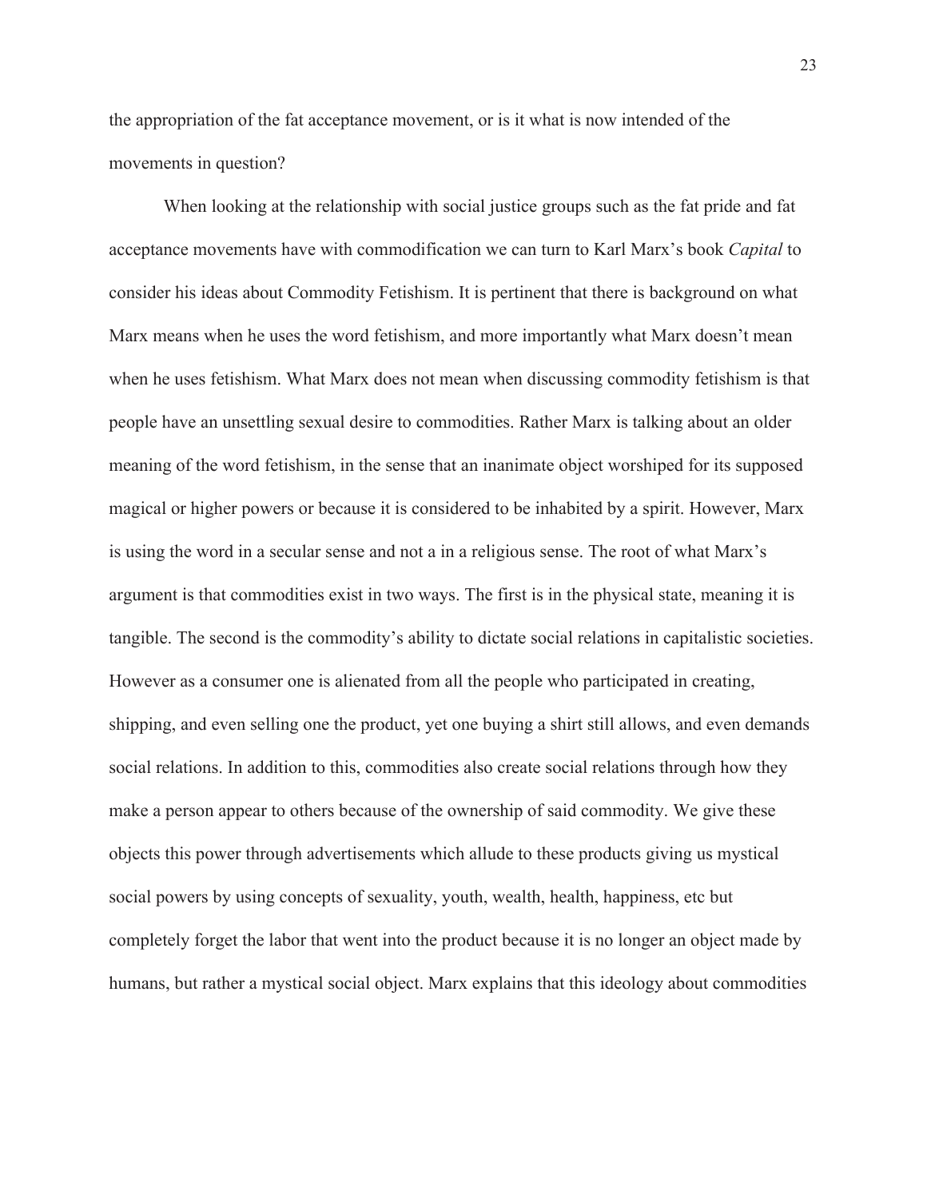the appropriation of the fat acceptance movement, or is it what is now intended of the movements in question?

When looking at the relationship with social justice groups such as the fat pride and fat acceptance movements have with commodification we can turn to Karl Marx's book *Capital* to consider his ideas about Commodity Fetishism. It is pertinent that there is background on what Marx means when he uses the word fetishism, and more importantly what Marx doesn't mean when he uses fetishism. What Marx does not mean when discussing commodity fetishism is that people have an unsettling sexual desire to commodities. Rather Marx is talking about an older meaning of the word fetishism, in the sense that an inanimate object worshiped for its supposed magical or higher powers or because it is considered to be inhabited by a spirit. However, Marx is using the word in a secular sense and not a in a religious sense. The root of what Marx's argument is that commodities exist in two ways. The first is in the physical state, meaning it is tangible. The second is the commodity's ability to dictate social relations in capitalistic societies. However as a consumer one is alienated from all the people who participated in creating, shipping, and even selling one the product, yet one buying a shirt still allows, and even demands social relations. In addition to this, commodities also create social relations through how they make a person appear to others because of the ownership of said commodity. We give these objects this power through advertisements which allude to these products giving us mystical social powers by using concepts of sexuality, youth, wealth, health, happiness, etc but completely forget the labor that went into the product because it is no longer an object made by humans, but rather a mystical social object. Marx explains that this ideology about commodities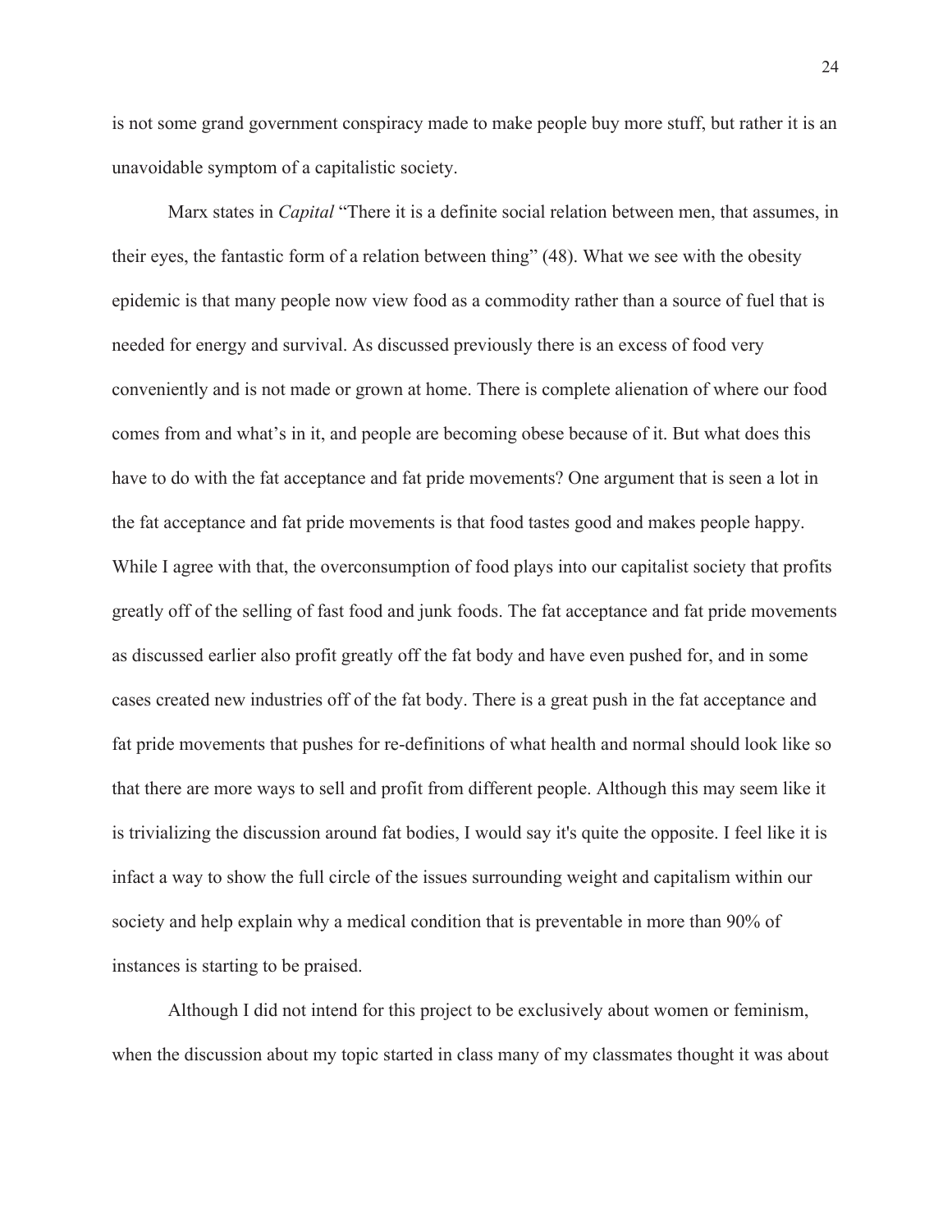is not some grand government conspiracy made to make people buy more stuff, but rather it is an unavoidable symptom of a capitalistic society.

Marx states in *Capital* "There it is a definite social relation between men, that assumes, in their eyes, the fantastic form of a relation between thing" (48). What we see with the obesity epidemic is that many people now view food as a commodity rather than a source of fuel that is needed for energy and survival. As discussed previously there is an excess of food very conveniently and is not made or grown at home. There is complete alienation of where our food comes from and what's in it, and people are becoming obese because of it. But what does this have to do with the fat acceptance and fat pride movements? One argument that is seen a lot in the fat acceptance and fat pride movements is that food tastes good and makes people happy. While I agree with that, the overconsumption of food plays into our capitalist society that profits greatly off of the selling of fast food and junk foods. The fat acceptance and fat pride movements as discussed earlier also profit greatly off the fat body and have even pushed for, and in some cases created new industries off of the fat body. There is a great push in the fat acceptance and fat pride movements that pushes for re-definitions of what health and normal should look like so that there are more ways to sell and profit from different people. Although this may seem like it is trivializing the discussion around fat bodies, I would say it's quite the opposite. I feel like it is infact a way to show the full circle of the issues surrounding weight and capitalism within our society and help explain why a medical condition that is preventable in more than 90% of instances is starting to be praised.

Although I did not intend for this project to be exclusively about women or feminism, when the discussion about my topic started in class many of my classmates thought it was about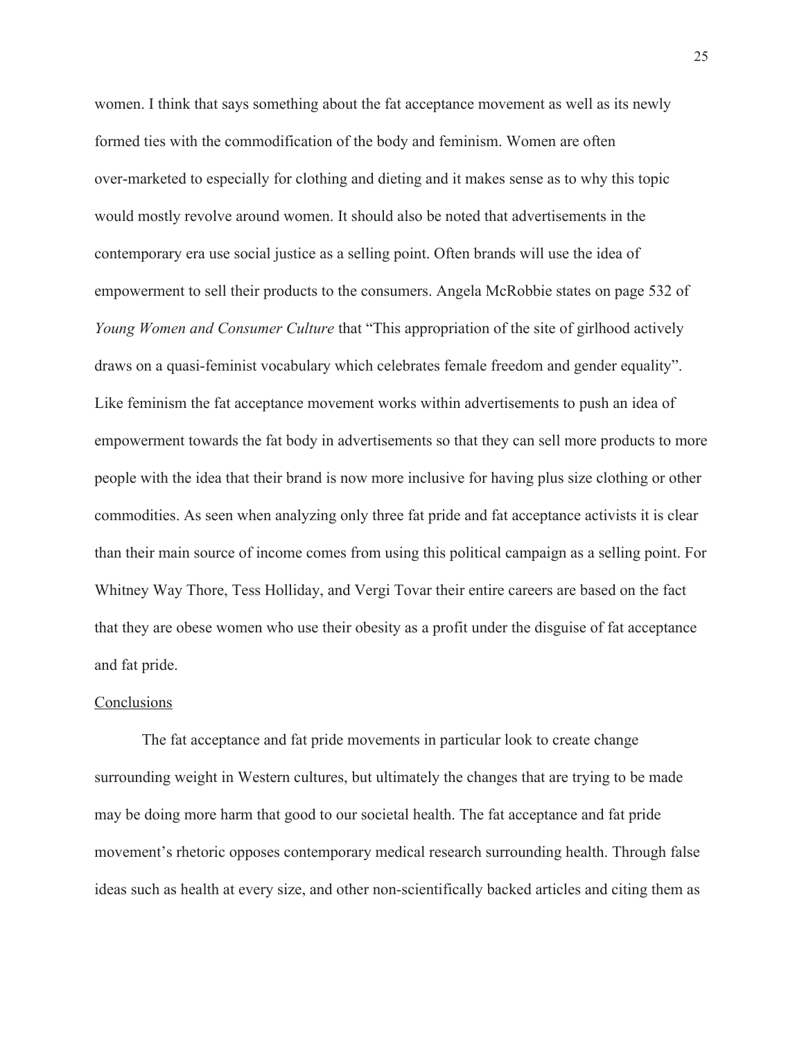women. I think that says something about the fat acceptance movement as well as its newly formed ties with the commodification of the body and feminism. Women are often over-marketed to especially for clothing and dieting and it makes sense as to why this topic would mostly revolve around women. It should also be noted that advertisements in the contemporary era use social justice as a selling point. Often brands will use the idea of empowerment to sell their products to the consumers. Angela McRobbie states on page 532 of *Young Women and Consumer Culture* that "This appropriation of the site of girlhood actively draws on a quasi-feminist vocabulary which celebrates female freedom and gender equality". Like feminism the fat acceptance movement works within advertisements to push an idea of empowerment towards the fat body in advertisements so that they can sell more products to more people with the idea that their brand is now more inclusive for having plus size clothing or other commodities. As seen when analyzing only three fat pride and fat acceptance activists it is clear than their main source of income comes from using this political campaign as a selling point. For Whitney Way Thore, Tess Holliday, and Vergi Tovar their entire careers are based on the fact that they are obese women who use their obesity as a profit under the disguise of fat acceptance and fat pride.

## Conclusions

The fat acceptance and fat pride movements in particular look to create change surrounding weight in Western cultures, but ultimately the changes that are trying to be made may be doing more harm that good to our societal health. The fat acceptance and fat pride movement's rhetoric opposes contemporary medical research surrounding health. Through false ideas such as health at every size, and other non-scientifically backed articles and citing them as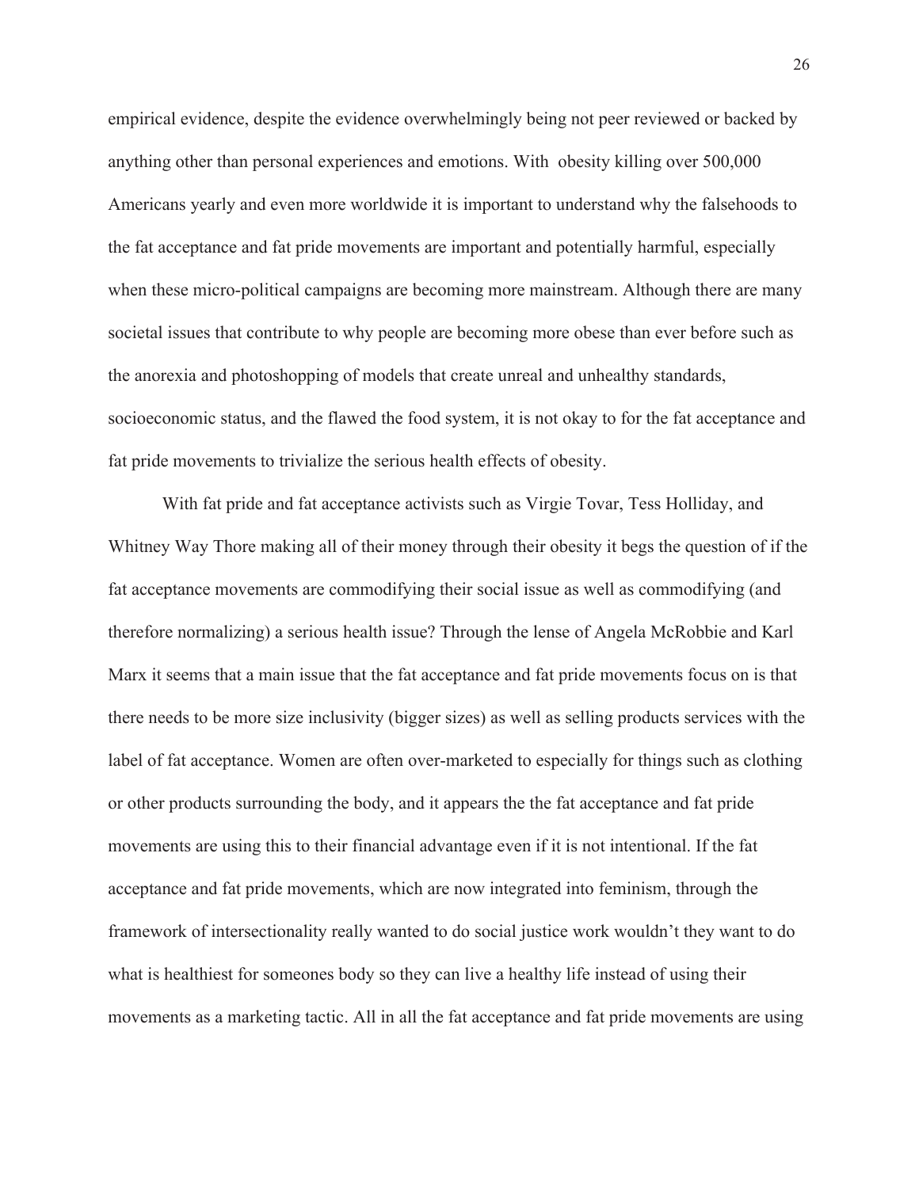empirical evidence, despite the evidence overwhelmingly being not peer reviewed or backed by anything other than personal experiences and emotions. With obesity killing over 500,000 Americans yearly and even more worldwide it is important to understand why the falsehoods to the fat acceptance and fat pride movements are important and potentially harmful, especially when these micro-political campaigns are becoming more mainstream. Although there are many societal issues that contribute to why people are becoming more obese than ever before such as the anorexia and photoshopping of models that create unreal and unhealthy standards, socioeconomic status, and the flawed the food system, it is not okay to for the fat acceptance and fat pride movements to trivialize the serious health effects of obesity.

With fat pride and fat acceptance activists such as Virgie Tovar, Tess Holliday, and Whitney Way Thore making all of their money through their obesity it begs the question of if the fat acceptance movements are commodifying their social issue as well as commodifying (and therefore normalizing) a serious health issue? Through the lense of Angela McRobbie and Karl Marx it seems that a main issue that the fat acceptance and fat pride movements focus on is that there needs to be more size inclusivity (bigger sizes) as well as selling products services with the label of fat acceptance. Women are often over-marketed to especially for things such as clothing or other products surrounding the body, and it appears the the fat acceptance and fat pride movements are using this to their financial advantage even if it is not intentional. If the fat acceptance and fat pride movements, which are now integrated into feminism, through the framework of intersectionality really wanted to do social justice work wouldn't they want to do what is healthiest for someones body so they can live a healthy life instead of using their movements as a marketing tactic. All in all the fat acceptance and fat pride movements are using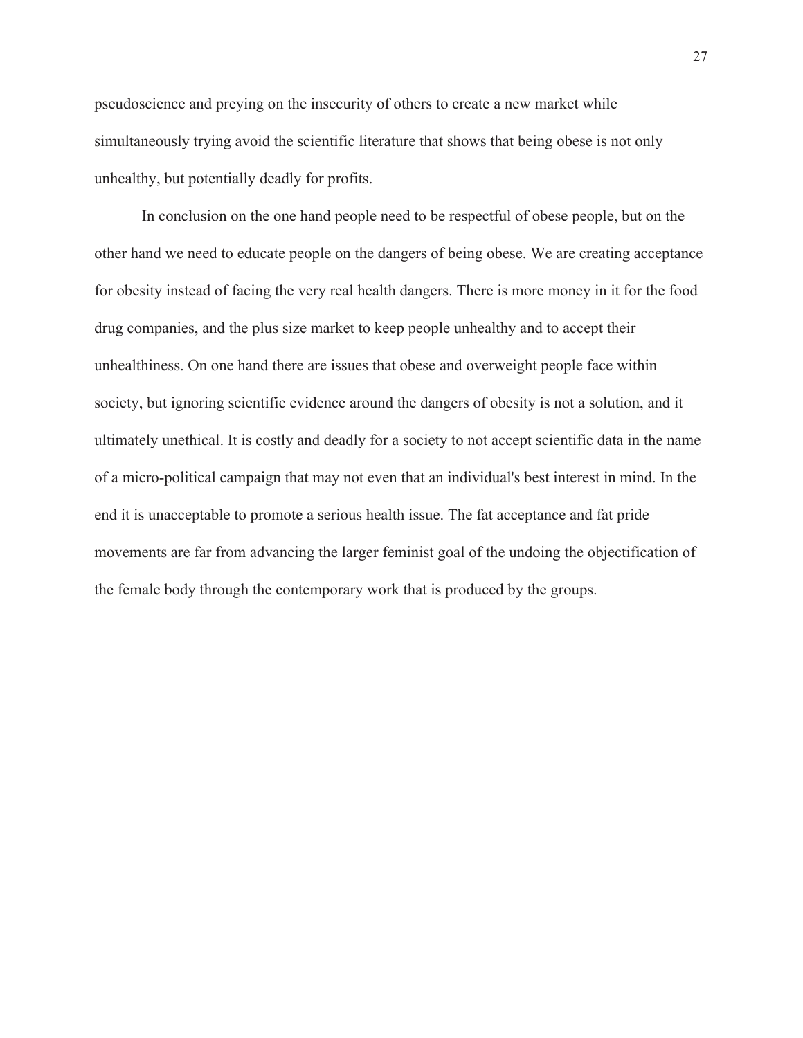pseudoscience and preying on the insecurity of others to create a new market while simultaneously trying avoid the scientific literature that shows that being obese is not only unhealthy, but potentially deadly for profits.

In conclusion on the one hand people need to be respectful of obese people, but on the other hand we need to educate people on the dangers of being obese. We are creating acceptance for obesity instead of facing the very real health dangers. There is more money in it for the food drug companies, and the plus size market to keep people unhealthy and to accept their unhealthiness. On one hand there are issues that obese and overweight people face within society, but ignoring scientific evidence around the dangers of obesity is not a solution, and it ultimately unethical. It is costly and deadly for a society to not accept scientific data in the name of a micro-political campaign that may not even that an individual's best interest in mind. In the end it is unacceptable to promote a serious health issue. The fat acceptance and fat pride movements are far from advancing the larger feminist goal of the undoing the objectification of the female body through the contemporary work that is produced by the groups.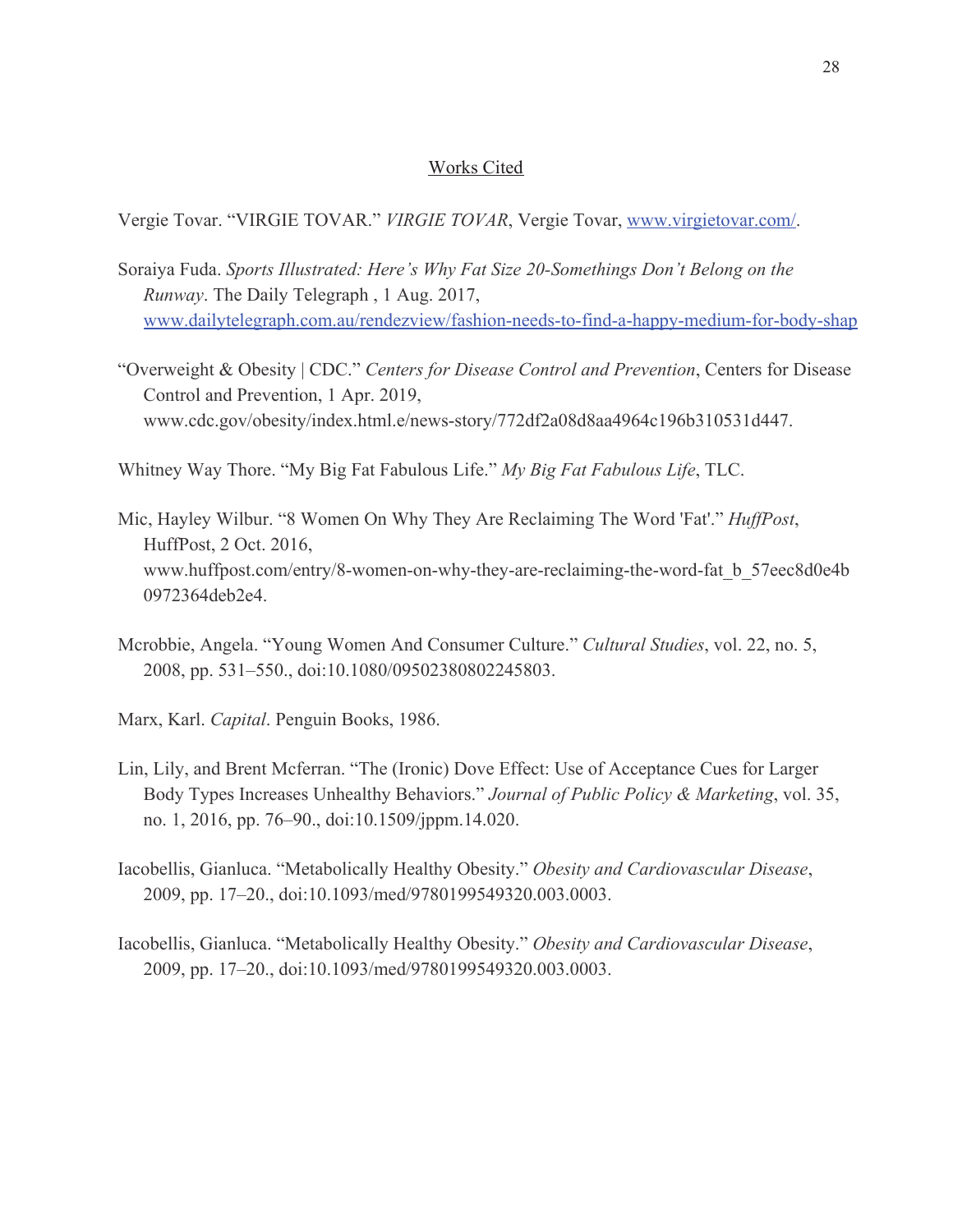## Works Cited

Vergie Tovar. "VIRGIE TOVAR." *VIRGIE TOVAR*, Vergie Tovar, [www.virgietovar.com/](www.virgietovar.com/).

Soraiya Fuda. *Sports Illustrated: Here's Why Fat Size 20-Somethings Don't Belong on the Runway*. The Daily Telegraph , 1 Aug. 2017, [www.dailytelegraph.com.au/rendezview/fashion-needs-to-find-a-happy-medium-for-body-shap](www.dailytelegraph.com.au/rendezview/fashion-needs-to-find-a-happy-medium-for-body-shap)

"Overweight & Obesity | CDC." *Centers for Disease Control and Prevention*, Centers for Disease Control and Prevention, 1 Apr. 2019, www.cdc.gov/obesity/index.html.e/news-story/772df2a08d8aa4964c196b310531d447.

Whitney Way Thore. "My Big Fat Fabulous Life." *My Big Fat Fabulous Life*, TLC.

Mic, Hayley Wilbur. "8 Women On Why They Are Reclaiming The Word 'Fat'." *HuffPost*, HuffPost, 2 Oct. 2016, www.huffpost.com/entry/8-women-on-why-they-are-reclaiming-the-word-fat_b_57eec8d0e4b0972364deb2e4.

Mcrobbie, Angela. "Young Women And Consumer Culture." *Cultural Studies*, vol. 22, no. 5, 2008, pp. 531–550., doi:10.1080/09502380802245803.

Marx, Karl. *Capital*. Penguin Books, 1986.

Lin, Lily, and Brent Mcferran. "The (Ironic) Dove Effect: Use of Acceptance Cues for Larger Body Types Increases Unhealthy Behaviors." *Journal of Public Policy & Marketing*, vol. 35, no. 1, 2016, pp. 76–90., doi:10.1509/jppm.14.020.

Iacobellis, Gianluca. "Metabolically Healthy Obesity." *Obesity and Cardiovascular Disease*, 2009, pp. 17–20., doi:10.1093/med/9780199549320.003.0003.

Iacobellis, Gianluca. "Metabolically Healthy Obesity." *Obesity and Cardiovascular Disease*, 2009, pp. 17–20., doi:10.1093/med/9780199549320.003.0003.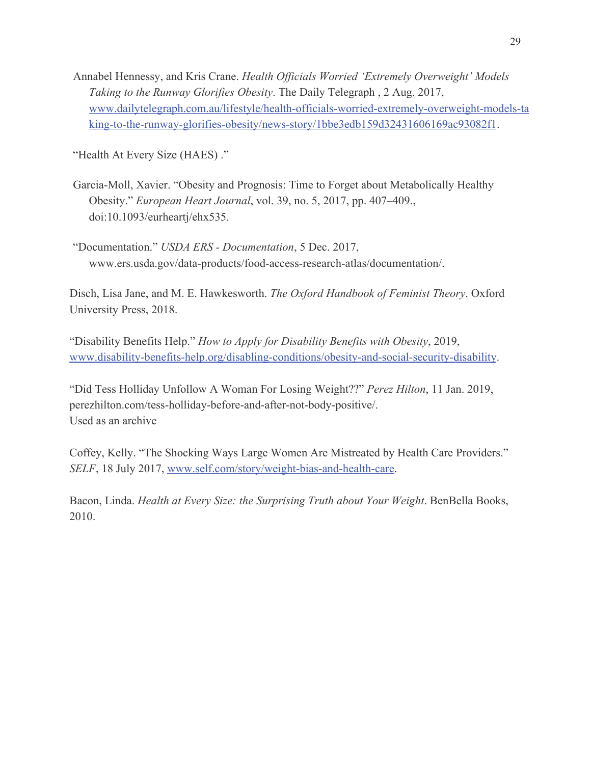Annabel Hennessy, and Kris Crane. *Health Officials Worried 'Extremely Overweight' Models Taking to the Runway Glorifies Obesity*. The Daily Telegraph , 2 Aug. 2017, www.dailytelegraph.com.au/lifestyle/health-officials-worried-extremely-overweight-models-taking-to-the-runway-glorifies-obesity/news-story/1bbe3edb159d32431606169ac93082f1.

"Health At Every Size (HAES) ."

Garcia-Moll, Xavier. "Obesity and Prognosis: Time to Forget about Metabolically Healthy Obesity." *European Heart Journal*, vol. 39, no. 5, 2017, pp. 407–409., doi:10.1093/eurheartj/ehx535.

"Documentation." *USDA ERS - Documentation*, 5 Dec. 2017, www.ers.usda.gov/data-products/food-access-research-atlas/documentation/.

Disch, Lisa Jane, and M. E. Hawkesworth. *The Oxford Handbook of Feminist Theory*. Oxford University Press, 2018.

"Disability Benefits Help." *How to Apply for Disability Benefits with Obesity*, 2019, www.disability-benefits-help.org/disabling-conditions/obesity-and-social-security-disability.

"Did Tess Holliday Unfollow A Woman For Losing Weight??" *Perez Hilton*, 11 Jan. 2019, perezhilton.com/tess-holliday-before-and-after-not-body-positive/.
Used as an archive

Coffey, Kelly. "The Shocking Ways Large Women Are Mistreated by Health Care Providers." *SELF*, 18 July 2017, www.self.com/story/weight-bias-and-health-care.

Bacon, Linda. *Health at Every Size: the Surprising Truth about Your Weight*. BenBella Books, 2010.